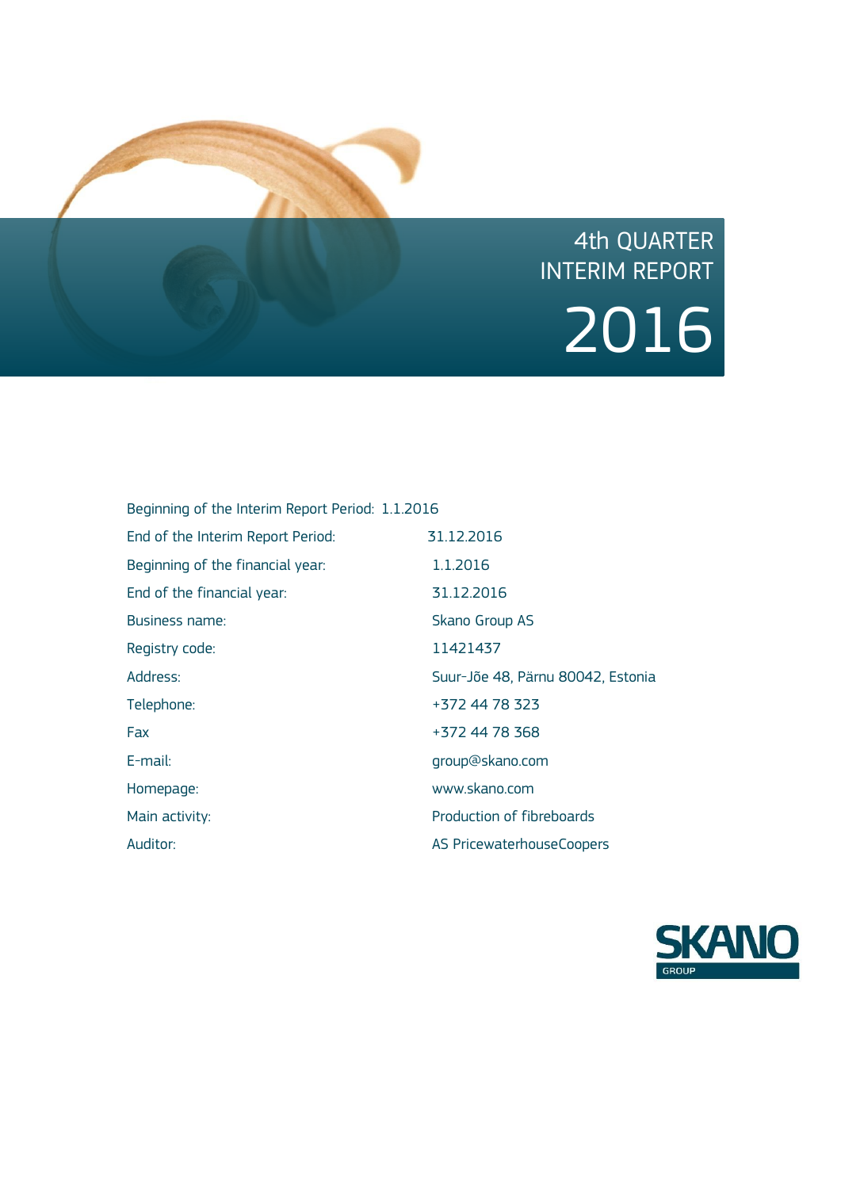# 4th QUARTER INTERIM REPORT 2016

| | |
|---|---|
| Beginning of the Interim Report Period: | 1.1.2016 |
| End of the Interim Report Period: | 31.12.2016 |
| Beginning of the financial year: | 1.1.2016 |
| End of the financial year: | 31.12.2016 |
| Business name: | Skano Group AS |
| Registry code: | 11421437 |
| Address: | Suur-Jõe 48, Pärnu 80042, Estonia |
| Telephone: | +372 44 78 323 |
| Fax | +372 44 78 368 |
| E-mail: | group@skano.com |
| Homepage: | www.skano.com |
| Main activity: | Production of fibreboards |
| Auditor: | AS PricewaterhouseCoopers |

SKANO GROUP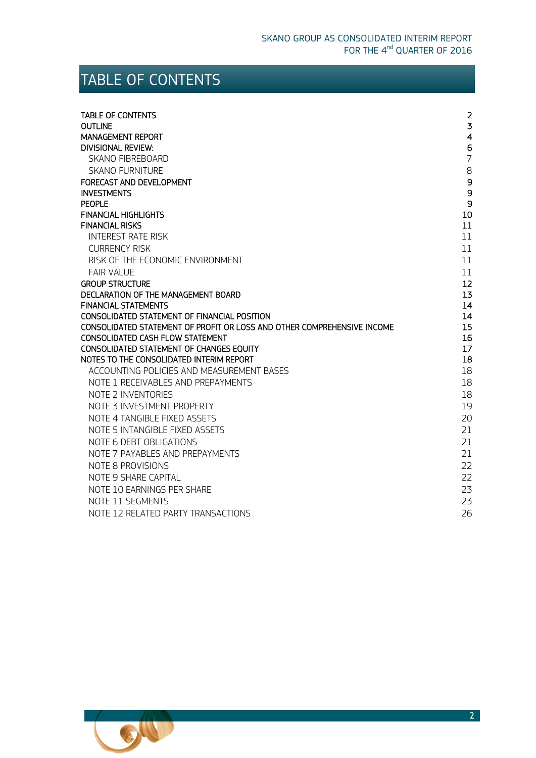# TABLE OF CONTENTS

| | |
|---|---|
| **TABLE OF CONTENTS** | **2** |
| **OUTLINE** | **3** |
| **MANAGEMENT REPORT** | **4** |
| **DIVISIONAL REVIEW:** | **6** |
| SKANO FIBREBOARD | 7 |
| SKANO FURNITURE | 8 |
| **FORECAST AND DEVELOPMENT** | **9** |
| **INVESTMENTS** | **9** |
| **PEOPLE** | **9** |
| **FINANCIAL HIGHLIGHTS** | **10** |
| **FINANCIAL RISKS** | **11** |
| INTEREST RATE RISK | 11 |
| CURRENCY RISK | 11 |
| RISK OF THE ECONOMIC ENVIRONMENT | 11 |
| FAIR VALUE | 11 |
| **GROUP STRUCTURE** | **12** |
| **DECLARATION OF THE MANAGEMENT BOARD** | **13** |
| **FINANCIAL STATEMENTS** | **14** |
| **CONSOLIDATED STATEMENT OF FINANCIAL POSITION** | **14** |
| **CONSOLIDATED STATEMENT OF PROFIT OR LOSS AND OTHER COMPREHENSIVE INCOME** | **15** |
| **CONSOLIDATED CASH FLOW STATEMENT** | **16** |
| **CONSOLIDATED STATEMENT OF CHANGES EQUITY** | **17** |
| **NOTES TO THE CONSOLIDATED INTERIM REPORT** | **18** |
| ACCOUNTING POLICIES AND MEASUREMENT BASES | 18 |
| NOTE 1 RECEIVABLES AND PREPAYMENTS | 18 |
| NOTE 2 INVENTORIES | 18 |
| NOTE 3 INVESTMENT PROPERTY | 19 |
| NOTE 4 TANGIBLE FIXED ASSETS | 20 |
| NOTE 5 INTANGIBLE FIXED ASSETS | 21 |
| NOTE 6 DEBT OBLIGATIONS | 21 |
| NOTE 7 PAYABLES AND PREPAYMENTS | 21 |
| NOTE 8 PROVISIONS | 22 |
| NOTE 9 SHARE CAPITAL | 22 |
| NOTE 10 EARNINGS PER SHARE | 23 |
| NOTE 11 SEGMENTS | 23 |
| NOTE 12 RELATED PARTY TRANSACTIONS | 26 |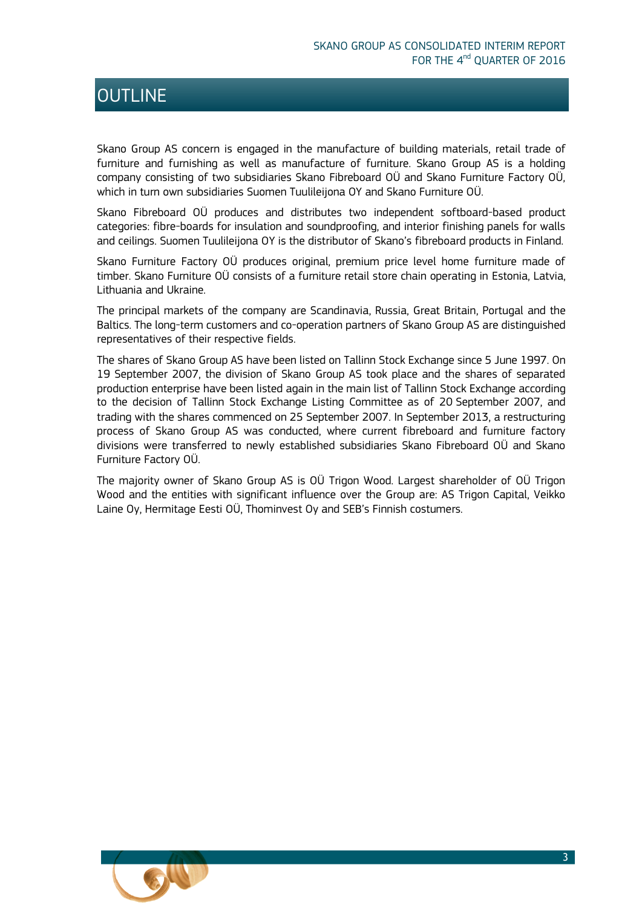# OUTLINE

Skano Group AS concern is engaged in the manufacture of building materials, retail trade of furniture and furnishing as well as manufacture of furniture. Skano Group AS is a holding company consisting of two subsidiaries Skano Fibreboard OÜ and Skano Furniture Factory OÜ, which in turn own subsidiaries Suomen Tuulileijona OY and Skano Furniture OÜ.

Skano Fibreboard OÜ produces and distributes two independent softboard-based product categories: fibre-boards for insulation and soundproofing, and interior finishing panels for walls and ceilings. Suomen Tuulileijona OY is the distributor of Skano's fibreboard products in Finland.

Skano Furniture Factory OÜ produces original, premium price level home furniture made of timber. Skano Furniture OÜ consists of a furniture retail store chain operating in Estonia, Latvia, Lithuania and Ukraine.

The principal markets of the company are Scandinavia, Russia, Great Britain, Portugal and the Baltics. The long-term customers and co-operation partners of Skano Group AS are distinguished representatives of their respective fields.

The shares of Skano Group AS have been listed on Tallinn Stock Exchange since 5 June 1997. On 19 September 2007, the division of Skano Group AS took place and the shares of separated production enterprise have been listed again in the main list of Tallinn Stock Exchange according to the decision of Tallinn Stock Exchange Listing Committee as of 20 September 2007, and trading with the shares commenced on 25 September 2007. In September 2013, a restructuring process of Skano Group AS was conducted, where current fibreboard and furniture factory divisions were transferred to newly established subsidiaries Skano Fibreboard OÜ and Skano Furniture Factory OÜ.

The majority owner of Skano Group AS is OÜ Trigon Wood. Largest shareholder of OÜ Trigon Wood and the entities with significant influence over the Group are: AS Trigon Capital, Veikko Laine Oy, Hermitage Eesti OÜ, Thominvest Oy and SEB's Finnish costumers.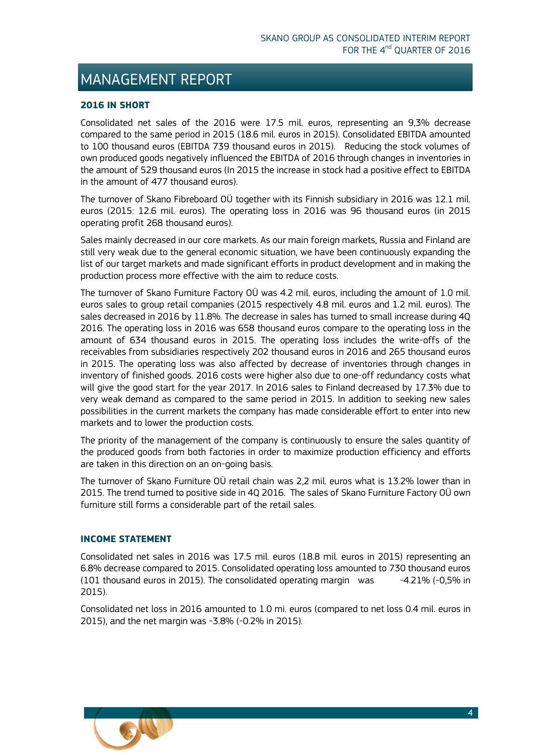# MANAGEMENT REPORT

## 2016 IN SHORT

Consolidated net sales of the 2016 were 17.5 mil. euros, representing an 9,3% decrease compared to the same period in 2015 (18.6 mil. euros in 2015). Consolidated EBITDA amounted to 100 thousand euros (EBITDA 739 thousand euros in 2015). Reducing the stock volumes of own produced goods negatively influenced the EBITDA of 2016 through changes in inventories in the amount of 529 thousand euros (In 2015 the increase in stock had a positive effect to EBITDA in the amount of 477 thousand euros).

The turnover of Skano Fibreboard OÜ together with its Finnish subsidiary in 2016 was 12.1 mil. euros (2015: 12.6 mil. euros). The operating loss in 2016 was 96 thousand euros (in 2015 operating profit 268 thousand euros).

Sales mainly decreased in our core markets. As our main foreign markets, Russia and Finland are still very weak due to the general economic situation, we have been continuously expanding the list of our target markets and made significant efforts in product development and in making the production process more effective with the aim to reduce costs.

The turnover of Skano Furniture Factory OÜ was 4.2 mil. euros, including the amount of 1.0 mil. euros sales to group retail companies (2015 respectively 4.8 mil. euros and 1.2 mil. euros). The sales decreased in 2016 by 11.8%. The decrease in sales has turned to small increase during 4Q 2016. The operating loss in 2016 was 658 thousand euros compare to the operating loss in the amount of 634 thousand euros in 2015. The operating loss includes the write-offs of the receivables from subsidiaries respectively 202 thousand euros in 2016 and 265 thousand euros in 2015. The operating loss was also affected by decrease of inventories through changes in inventory of finished goods. 2016 costs were higher also due to one-off redundancy costs what will give the good start for the year 2017. In 2016 sales to Finland decreased by 17.3% due to very weak demand as compared to the same period in 2015. In addition to seeking new sales possibilities in the current markets the company has made considerable effort to enter into new markets and to lower the production costs.

The priority of the management of the company is continuously to ensure the sales quantity of the produced goods from both factories in order to maximize production efficiency and efforts are taken in this direction on an on-going basis.

The turnover of Skano Furniture OÜ retail chain was 2,2 mil. euros what is 13.2% lower than in 2015. The trend turned to positive side in 4Q 2016. The sales of Skano Furniture Factory OÜ own furniture still forms a considerable part of the retail sales.

## INCOME STATEMENT

Consolidated net sales in 2016 was 17.5 mil. euros (18.8 mil. euros in 2015) representing an 6.8% decrease compared to 2015. Consolidated operating loss amounted to 730 thousand euros (101 thousand euros in 2015). The consolidated operating margin was -4.21% (-0,5% in 2015).

Consolidated net loss in 2016 amounted to 1.0 mi. euros (compared to net loss 0.4 mil. euros in 2015), and the net margin was -3.8% (-0.2% in 2015).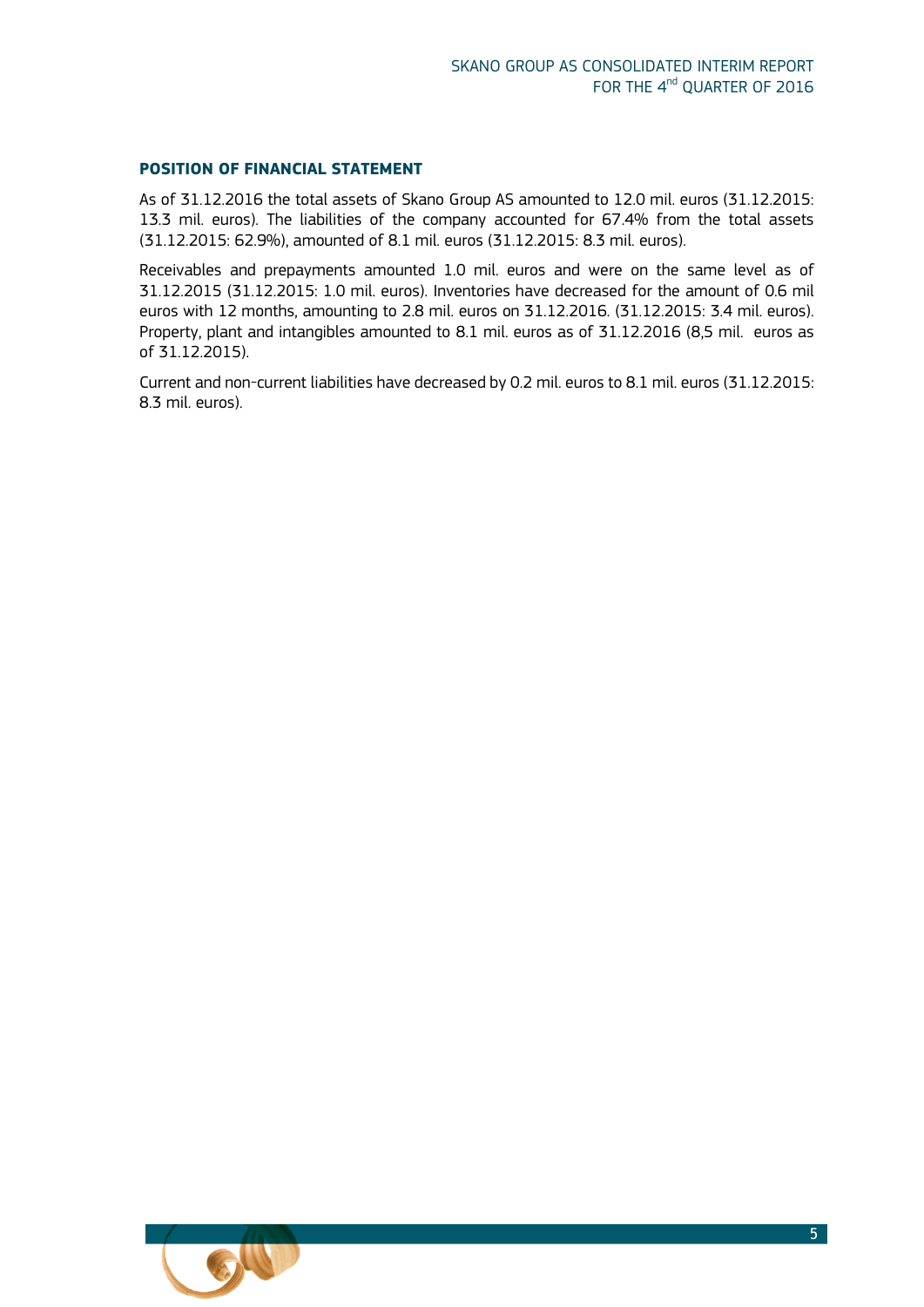## POSITION OF FINANCIAL STATEMENT

As of 31.12.2016 the total assets of Skano Group AS amounted to 12.0 mil. euros (31.12.2015: 13.3 mil. euros). The liabilities of the company accounted for 67.4% from the total assets (31.12.2015: 62.9%), amounted of 8.1 mil. euros (31.12.2015: 8.3 mil. euros).

Receivables and prepayments amounted 1.0 mil. euros and were on the same level as of 31.12.2015 (31.12.2015: 1.0 mil. euros). Inventories have decreased for the amount of 0.6 mil euros with 12 months, amounting to 2.8 mil. euros on 31.12.2016. (31.12.2015: 3.4 mil. euros). Property, plant and intangibles amounted to 8.1 mil. euros as of 31.12.2016 (8,5 mil. euros as of 31.12.2015).

Current and non-current liabilities have decreased by 0.2 mil. euros to 8.1 mil. euros (31.12.2015: 8.3 mil. euros).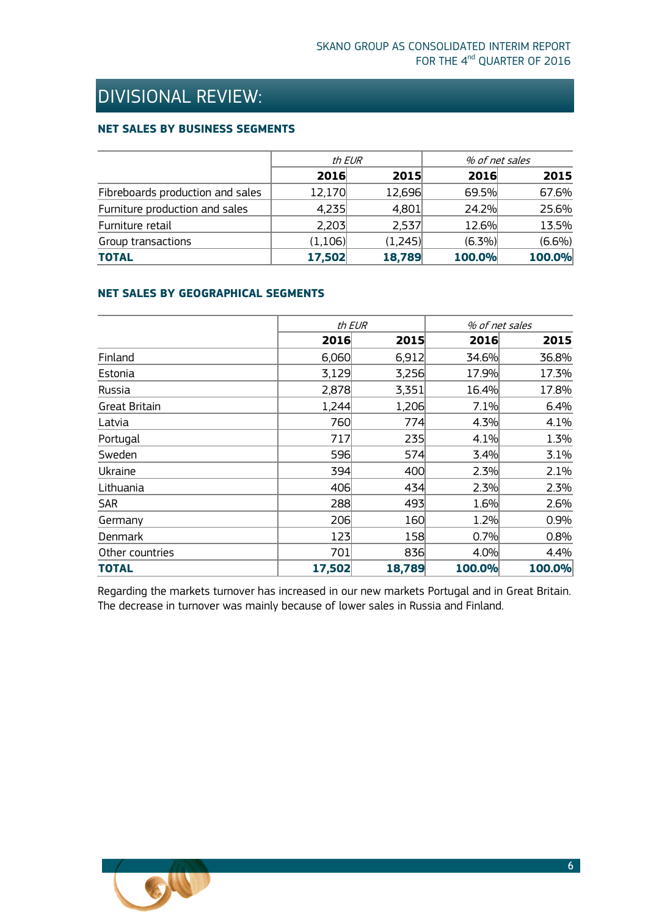# DIVISIONAL REVIEW:

### NET SALES BY BUSINESS SEGMENTS

| | th EUR | | % of net sales | |
|---|---|---|---|---|
| | **2016** | **2015** | **2016** | **2015** |
| Fibreboards production and sales | 12,170 | 12,696 | 69.5% | 67.6% |
| Furniture production and sales | 4,235 | 4,801 | 24.2% | 25.6% |
| Furniture retail | 2,203 | 2,537 | 12.6% | 13.5% |
| Group transactions | (1,106) | (1,245) | (6.3%) | (6.6%) |
| **TOTAL** | **17,502** | **18,789** | **100.0%** | **100.0%** |

### NET SALES BY GEOGRAPHICAL SEGMENTS

| | th EUR | | % of net sales | |
|---|---|---|---|---|
| | **2016** | **2015** | **2016** | **2015** |
| Finland | 6,060 | 6,912 | 34.6% | 36.8% |
| Estonia | 3,129 | 3,256 | 17.9% | 17.3% |
| Russia | 2,878 | 3,351 | 16.4% | 17.8% |
| Great Britain | 1,244 | 1,206 | 7.1% | 6.4% |
| Latvia | 760 | 774 | 4.3% | 4.1% |
| Portugal | 717 | 235 | 4.1% | 1.3% |
| Sweden | 596 | 574 | 3.4% | 3.1% |
| Ukraine | 394 | 400 | 2.3% | 2.1% |
| Lithuania | 406 | 434 | 2.3% | 2.3% |
| SAR | 288 | 493 | 1.6% | 2.6% |
| Germany | 206 | 160 | 1.2% | 0.9% |
| Denmark | 123 | 158 | 0.7% | 0.8% |
| Other countries | 701 | 836 | 4.0% | 4.4% |
| **TOTAL** | **17,502** | **18,789** | **100.0%** | **100.0%** |

Regarding the markets turnover has increased in our new markets Portugal and in Great Britain. The decrease in turnover was mainly because of lower sales in Russia and Finland.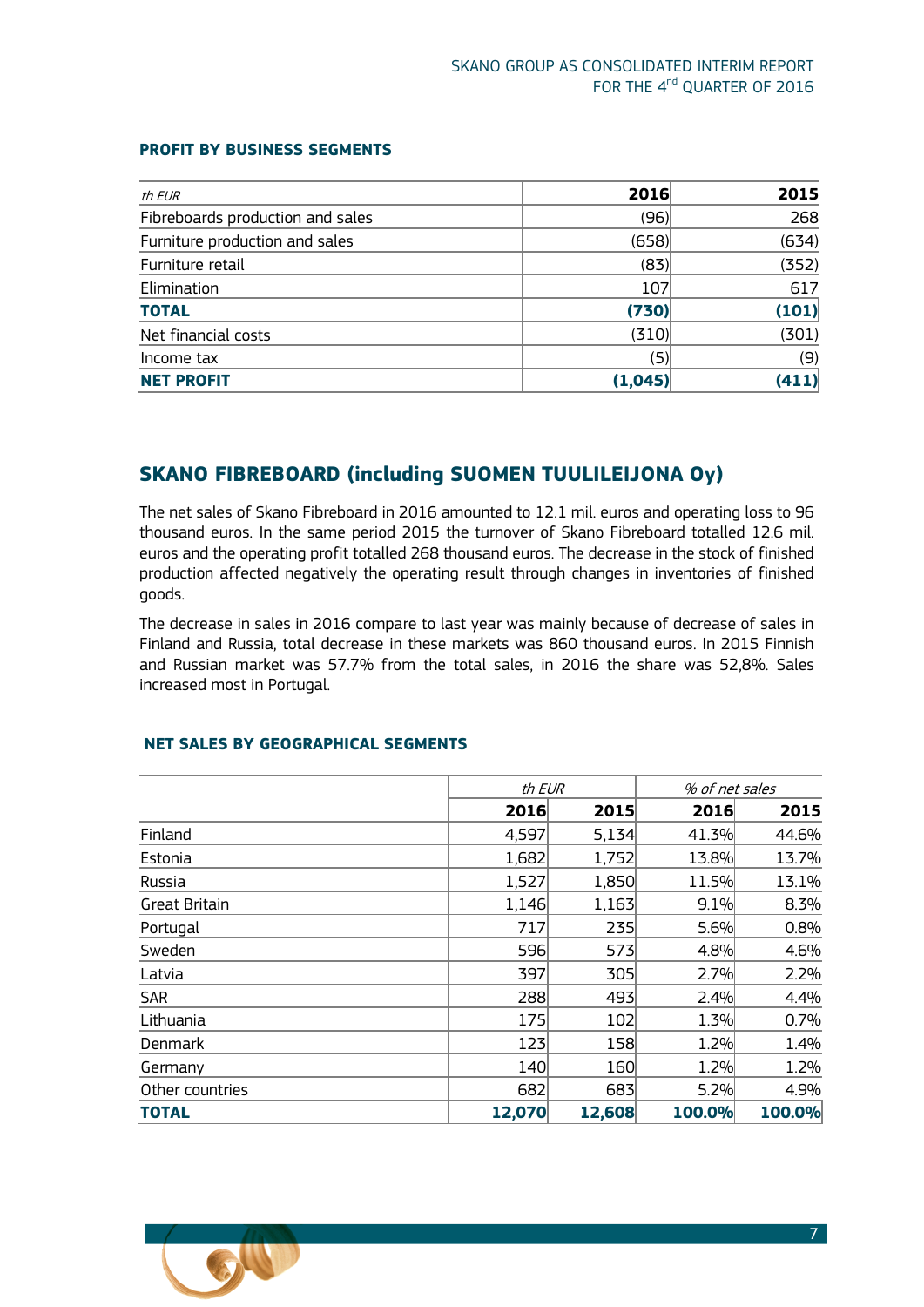### PROFIT BY BUSINESS SEGMENTS

| *th EUR* | 2016 | 2015 |
|---|---|---|
| Fibreboards production and sales | (96) | 268 |
| Furniture production and sales | (658) | (634) |
| Furniture retail | (83) | (352) |
| Elimination | 107 | 617 |
| **TOTAL** | **(730)** | **(101)** |
| Net financial costs | (310) | (301) |
| Income tax | (5) | (9) |
| **NET PROFIT** | **(1,045)** | **(411)** |

## SKANO FIBREBOARD (including SUOMEN TUULILEIJONA Oy)

The net sales of Skano Fibreboard in 2016 amounted to 12.1 mil. euros and operating loss to 96 thousand euros. In the same period 2015 the turnover of Skano Fibreboard totalled 12.6 mil. euros and the operating profit totalled 268 thousand euros. The decrease in the stock of finished production affected negatively the operating result through changes in inventories of finished goods.

The decrease in sales in 2016 compare to last year was mainly because of decrease of sales in Finland and Russia, total decrease in these markets was 860 thousand euros. In 2015 Finnish and Russian market was 57.7% from the total sales, in 2016 the share was 52,8%. Sales increased most in Portugal.

### NET SALES BY GEOGRAPHICAL SEGMENTS

| | *th EUR* | | *% of net sales* | |
|---|---|---|---|---|
| | **2016** | **2015** | **2016** | **2015** |
| Finland | 4,597 | 5,134 | 41.3% | 44.6% |
| Estonia | 1,682 | 1,752 | 13.8% | 13.7% |
| Russia | 1,527 | 1,850 | 11.5% | 13.1% |
| Great Britain | 1,146 | 1,163 | 9.1% | 8.3% |
| Portugal | 717 | 235 | 5.6% | 0.8% |
| Sweden | 596 | 573 | 4.8% | 4.6% |
| Latvia | 397 | 305 | 2.7% | 2.2% |
| SAR | 288 | 493 | 2.4% | 4.4% |
| Lithuania | 175 | 102 | 1.3% | 0.7% |
| Denmark | 123 | 158 | 1.2% | 1.4% |
| Germany | 140 | 160 | 1.2% | 1.2% |
| Other countries | 682 | 683 | 5.2% | 4.9% |
| **TOTAL** | **12,070** | **12,608** | **100.0%** | **100.0%** |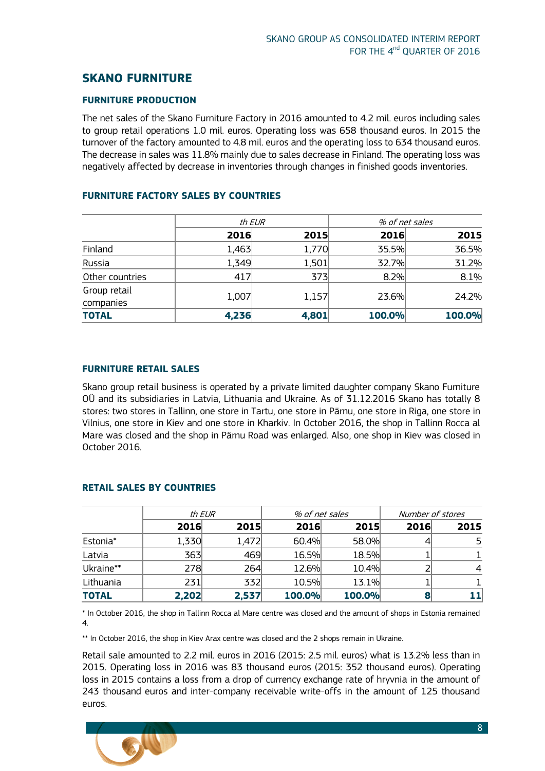## SKANO FURNITURE

### FURNITURE PRODUCTION

The net sales of the Skano Furniture Factory in 2016 amounted to 4.2 mil. euros including sales to group retail operations 1.0 mil. euros. Operating loss was 658 thousand euros. In 2015 the turnover of the factory amounted to 4.8 mil. euros and the operating loss to 634 thousand euros. The decrease in sales was 11.8% mainly due to sales decrease in Finland. The operating loss was negatively affected by decrease in inventories through changes in finished goods inventories.

### FURNITURE FACTORY SALES BY COUNTRIES

| | *th EUR* | | *% of net sales* | |
|---|---|---|---|---|
| | **2016** | **2015** | **2016** | **2015** |
| Finland | 1,463 | 1,770 | 35.5% | 36.5% |
| Russia | 1,349 | 1,501 | 32.7% | 31.2% |
| Other countries | 417 | 373 | 8.2% | 8.1% |
| Group retail companies | 1,007 | 1,157 | 23.6% | 24.2% |
| **TOTAL** | **4,236** | **4,801** | **100.0%** | **100.0%** |

### FURNITURE RETAIL SALES

Skano group retail business is operated by a private limited daughter company Skano Furniture OÜ and its subsidiaries in Latvia, Lithuania and Ukraine. As of 31.12.2016 Skano has totally 8 stores: two stores in Tallinn, one store in Tartu, one store in Pärnu, one store in Riga, one store in Vilnius, one store in Kiev and one store in Kharkiv. In October 2016, the shop in Tallinn Rocca al Mare was closed and the shop in Pärnu Road was enlarged. Also, one shop in Kiev was closed in October 2016.

### RETAIL SALES BY COUNTRIES

| | *th EUR* | | *% of net sales* | | *Number of stores* | |
|---|---|---|---|---|---|---|
| | **2016** | **2015** | **2016** | **2015** | **2016** | **2015** |
| Estonia* | 1,330 | 1,472 | 60.4% | 58.0% | 4 | 5 |
| Latvia | 363 | 469 | 16.5% | 18.5% | 1 | 1 |
| Ukraine** | 278 | 264 | 12.6% | 10.4% | 2 | 4 |
| Lithuania | 231 | 332 | 10.5% | 13.1% | 1 | 1 |
| **TOTAL** | **2,202** | **2,537** | **100.0%** | **100.0%** | **8** | **11** |

* In October 2016, the shop in Tallinn Rocca al Mare centre was closed and the amount of shops in Estonia remained 4.

** In October 2016, the shop in Kiev Arax centre was closed and the 2 shops remain in Ukraine.

Retail sale amounted to 2.2 mil. euros in 2016 (2015: 2.5 mil. euros) what is 13.2% less than in 2015. Operating loss in 2016 was 83 thousand euros (2015: 352 thousand euros). Operating loss in 2015 contains a loss from a drop of currency exchange rate of hryvnia in the amount of 243 thousand euros and inter-company receivable write-offs in the amount of 125 thousand euros.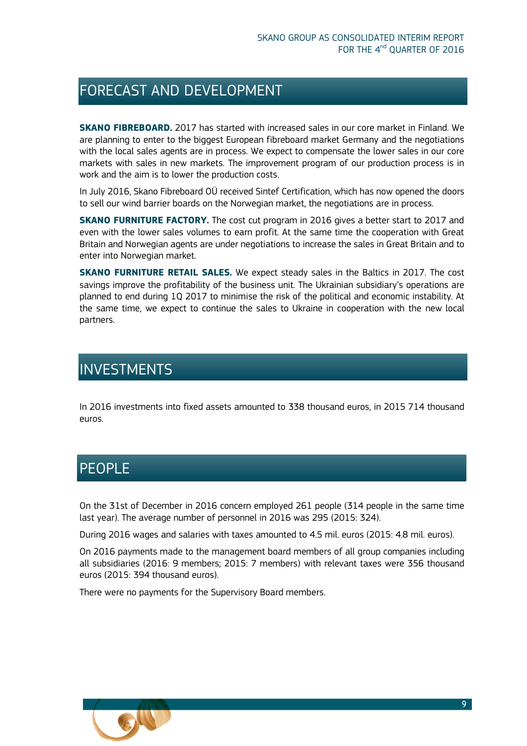# FORECAST AND DEVELOPMENT

**SKANO FIBREBOARD.** 2017 has started with increased sales in our core market in Finland. We are planning to enter to the biggest European fibreboard market Germany and the negotiations with the local sales agents are in process. We expect to compensate the lower sales in our core markets with sales in new markets. The improvement program of our production process is in work and the aim is to lower the production costs.

In July 2016, Skano Fibreboard OÜ received Sintef Certification, which has now opened the doors to sell our wind barrier boards on the Norwegian market, the negotiations are in process.

**SKANO FURNITURE FACTORY.** The cost cut program in 2016 gives a better start to 2017 and even with the lower sales volumes to earn profit. At the same time the cooperation with Great Britain and Norwegian agents are under negotiations to increase the sales in Great Britain and to enter into Norwegian market.

**SKANO FURNITURE RETAIL SALES.** We expect steady sales in the Baltics in 2017. The cost savings improve the profitability of the business unit. The Ukrainian subsidiary's operations are planned to end during 1Q 2017 to minimise the risk of the political and economic instability. At the same time, we expect to continue the sales to Ukraine in cooperation with the new local partners.

# INVESTMENTS

In 2016 investments into fixed assets amounted to 338 thousand euros, in 2015 714 thousand euros.

# PEOPLE

On the 31st of December in 2016 concern employed 261 people (314 people in the same time last year). The average number of personnel in 2016 was 295 (2015: 324).

During 2016 wages and salaries with taxes amounted to 4.5 mil. euros (2015: 4.8 mil. euros).

On 2016 payments made to the management board members of all group companies including all subsidiaries (2016: 9 members; 2015: 7 members) with relevant taxes were 356 thousand euros (2015: 394 thousand euros).

There were no payments for the Supervisory Board members.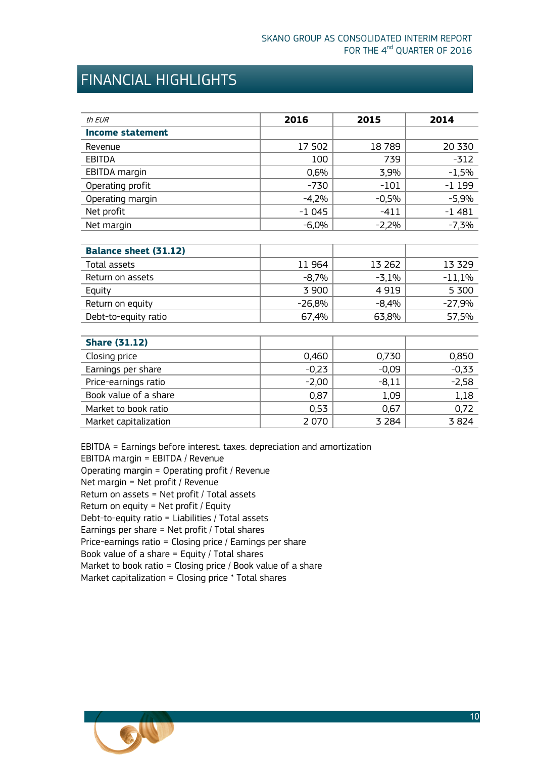# FINANCIAL HIGHLIGHTS

| *th EUR* | 2016 | 2015 | 2014 |
|---|---|---|---|
| **Income statement** | | | |
| Revenue | 17 502 | 18 789 | 20 330 |
| EBITDA | 100 | 739 | -312 |
| EBITDA margin | 0,6% | 3,9% | -1,5% |
| Operating profit | -730 | -101 | -1 199 |
| Operating margin | -4,2% | -0,5% | -5,9% |
| Net profit | -1 045 | -411 | -1 481 |
| Net margin | -6,0% | -2,2% | -7,3% |
| | | | |
| **Balance sheet (31.12)** | | | |
| Total assets | 11 964 | 13 262 | 13 329 |
| Return on assets | -8,7% | -3,1% | -11,1% |
| Equity | 3 900 | 4 919 | 5 300 |
| Return on equity | -26,8% | -8,4% | -27,9% |
| Debt-to-equity ratio | 67,4% | 63,8% | 57,5% |
| | | | |
| **Share (31.12)** | | | |
| Closing price | 0,460 | 0,730 | 0,850 |
| Earnings per share | -0,23 | -0,09 | -0,33 |
| Price-earnings ratio | -2,00 | -8,11 | -2,58 |
| Book value of a share | 0,87 | 1,09 | 1,18 |
| Market to book ratio | 0,53 | 0,67 | 0,72 |
| Market capitalization | 2 070 | 3 284 | 3 824 |

EBITDA = Earnings before interest. taxes. depreciation and amortization
EBITDA margin = EBITDA / Revenue
Operating margin = Operating profit / Revenue
Net margin = Net profit / Revenue
Return on assets = Net profit / Total assets
Return on equity = Net profit / Equity
Debt-to-equity ratio = Liabilities / Total assets
Earnings per share = Net profit / Total shares
Price-earnings ratio = Closing price / Earnings per share
Book value of a share = Equity / Total shares
Market to book ratio = Closing price / Book value of a share
Market capitalization = Closing price * Total shares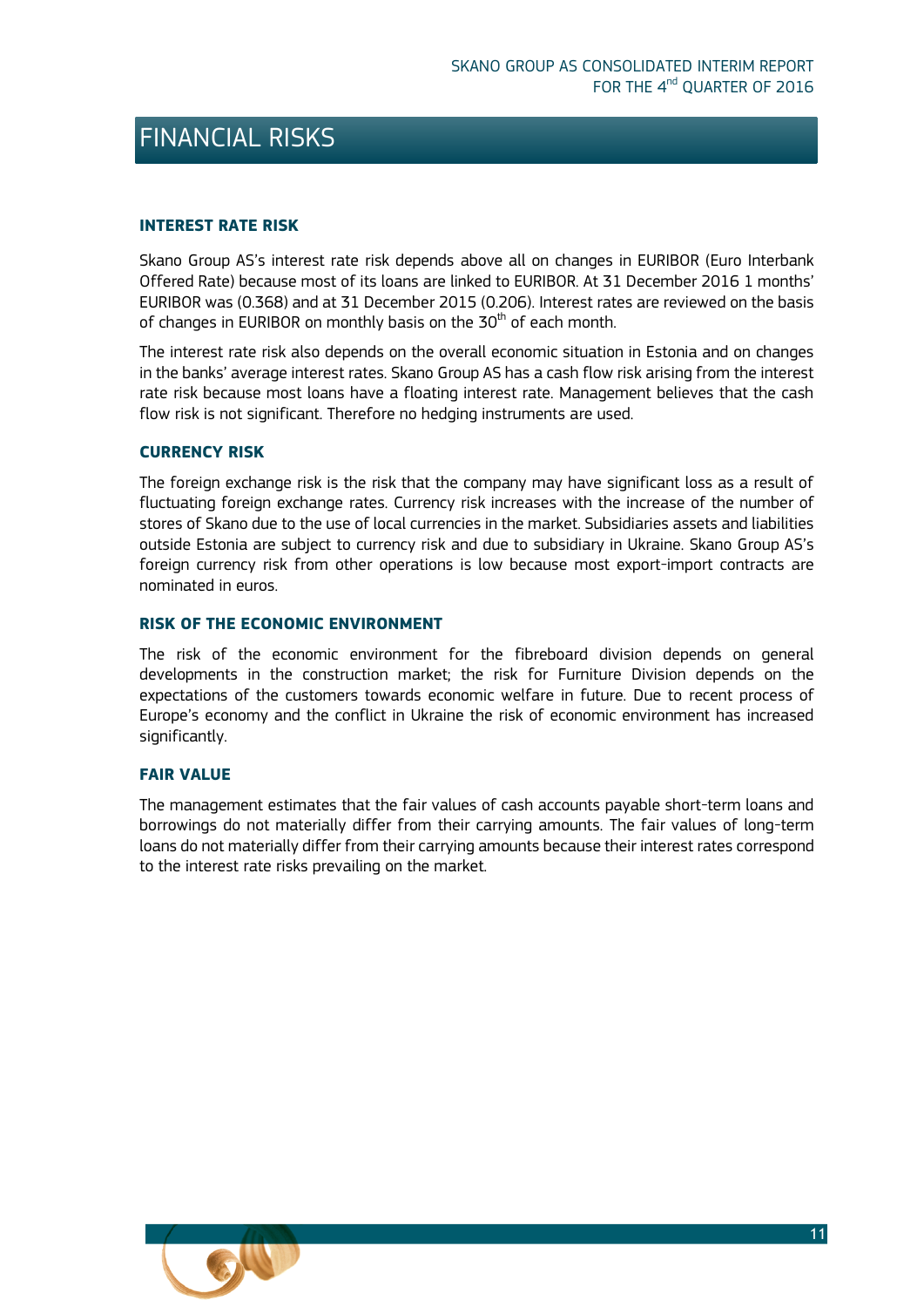# FINANCIAL RISKS

### INTEREST RATE RISK

Skano Group AS's interest rate risk depends above all on changes in EURIBOR (Euro Interbank Offered Rate) because most of its loans are linked to EURIBOR. At 31 December 2016 1 months' EURIBOR was (0.368) and at 31 December 2015 (0.206). Interest rates are reviewed on the basis of changes in EURIBOR on monthly basis on the 30th of each month.

The interest rate risk also depends on the overall economic situation in Estonia and on changes in the banks' average interest rates. Skano Group AS has a cash flow risk arising from the interest rate risk because most loans have a floating interest rate. Management believes that the cash flow risk is not significant. Therefore no hedging instruments are used.

### CURRENCY RISK

The foreign exchange risk is the risk that the company may have significant loss as a result of fluctuating foreign exchange rates. Currency risk increases with the increase of the number of stores of Skano due to the use of local currencies in the market. Subsidiaries assets and liabilities outside Estonia are subject to currency risk and due to subsidiary in Ukraine. Skano Group AS's foreign currency risk from other operations is low because most export-import contracts are nominated in euros.

### RISK OF THE ECONOMIC ENVIRONMENT

The risk of the economic environment for the fibreboard division depends on general developments in the construction market; the risk for Furniture Division depends on the expectations of the customers towards economic welfare in future. Due to recent process of Europe's economy and the conflict in Ukraine the risk of economic environment has increased significantly.

### FAIR VALUE

The management estimates that the fair values of cash accounts payable short-term loans and borrowings do not materially differ from their carrying amounts. The fair values of long-term loans do not materially differ from their carrying amounts because their interest rates correspond to the interest rate risks prevailing on the market.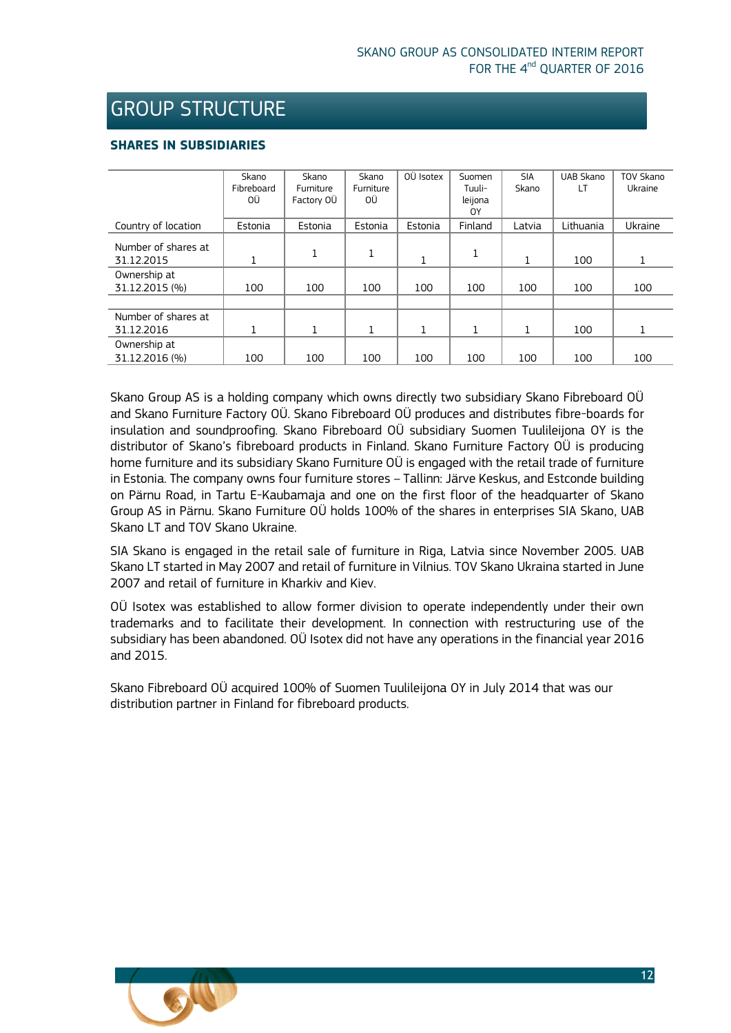# GROUP STRUCTURE

## SHARES IN SUBSIDIARIES

| | Skano Fibreboard OÜ | Skano Furniture Factory OÜ | Skano Furniture OÜ | OÜ Isotex | Suomen Tuuli-leijona OY | SIA Skano | UAB Skano LT | TOV Skano Ukraine |
|---|---|---|---|---|---|---|---|---|
| Country of location | Estonia | Estonia | Estonia | Estonia | Finland | Latvia | Lithuania | Ukraine |
| Number of shares at 31.12.2015 | 1 | 1 | 1 | 1 | 1 | 1 | 100 | 1 |
| Ownership at 31.12.2015 (%) | 100 | 100 | 100 | 100 | 100 | 100 | 100 | 100 |
| | | | | | | | | |
| Number of shares at 31.12.2016 | 1 | 1 | 1 | 1 | 1 | 1 | 100 | 1 |
| Ownership at 31.12.2016 (%) | 100 | 100 | 100 | 100 | 100 | 100 | 100 | 100 |

Skano Group AS is a holding company which owns directly two subsidiary Skano Fibreboard OÜ and Skano Furniture Factory OÜ. Skano Fibreboard OÜ produces and distributes fibre-boards for insulation and soundproofing. Skano Fibreboard OÜ subsidiary Suomen Tuulileijona OY is the distributor of Skano's fibreboard products in Finland. Skano Furniture Factory OÜ is producing home furniture and its subsidiary Skano Furniture OÜ is engaged with the retail trade of furniture in Estonia. The company owns four furniture stores – Tallinn: Järve Keskus, and Estconde building on Pärnu Road, in Tartu E-Kaubamaja and one on the first floor of the headquarter of Skano Group AS in Pärnu. Skano Furniture OÜ holds 100% of the shares in enterprises SIA Skano, UAB Skano LT and TOV Skano Ukraine.

SIA Skano is engaged in the retail sale of furniture in Riga, Latvia since November 2005. UAB Skano LT started in May 2007 and retail of furniture in Vilnius. TOV Skano Ukraina started in June 2007 and retail of furniture in Kharkiv and Kiev.

OÜ Isotex was established to allow former division to operate independently under their own trademarks and to facilitate their development. In connection with restructuring use of the subsidiary has been abandoned. OÜ Isotex did not have any operations in the financial year 2016 and 2015.

Skano Fibreboard OÜ acquired 100% of Suomen Tuulileijona OY in July 2014 that was our distribution partner in Finland for fibreboard products.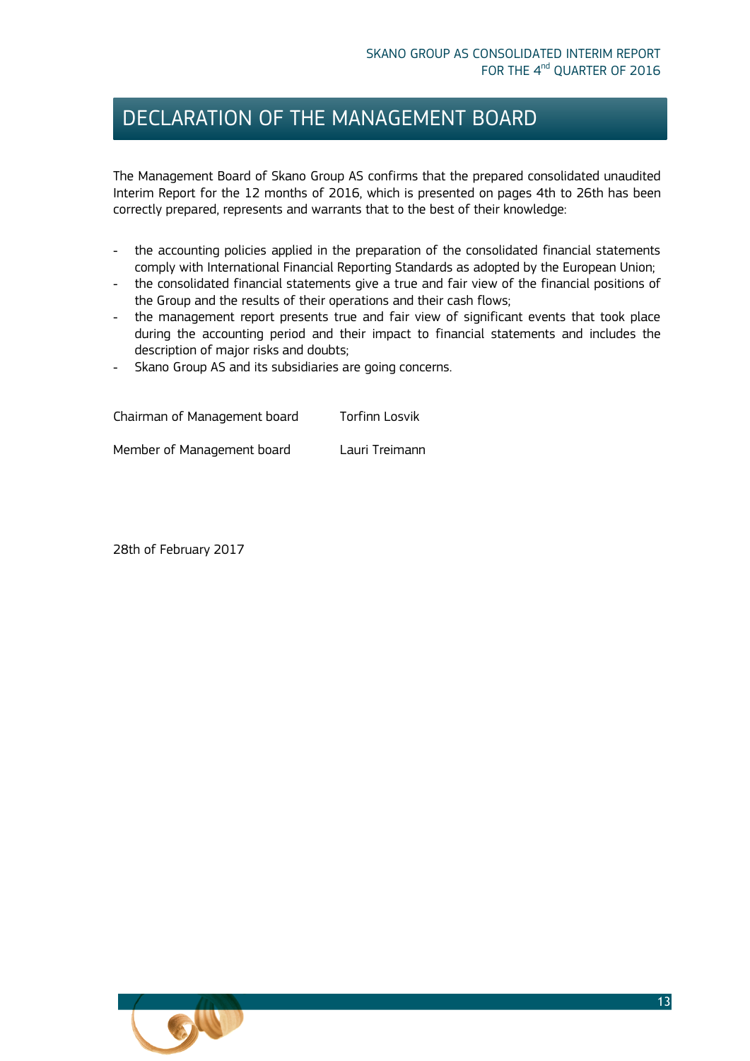# DECLARATION OF THE MANAGEMENT BOARD

The Management Board of Skano Group AS confirms that the prepared consolidated unaudited Interim Report for the 12 months of 2016, which is presented on pages 4th to 26th has been correctly prepared, represents and warrants that to the best of their knowledge:

- the accounting policies applied in the preparation of the consolidated financial statements comply with International Financial Reporting Standards as adopted by the European Union;
- the consolidated financial statements give a true and fair view of the financial positions of the Group and the results of their operations and their cash flows;
- the management report presents true and fair view of significant events that took place during the accounting period and their impact to financial statements and includes the description of major risks and doubts;
- Skano Group AS and its subsidiaries are going concerns.

Chairman of Management board    Torfinn Losvik

Member of Management board    Lauri Treimann

28th of February 2017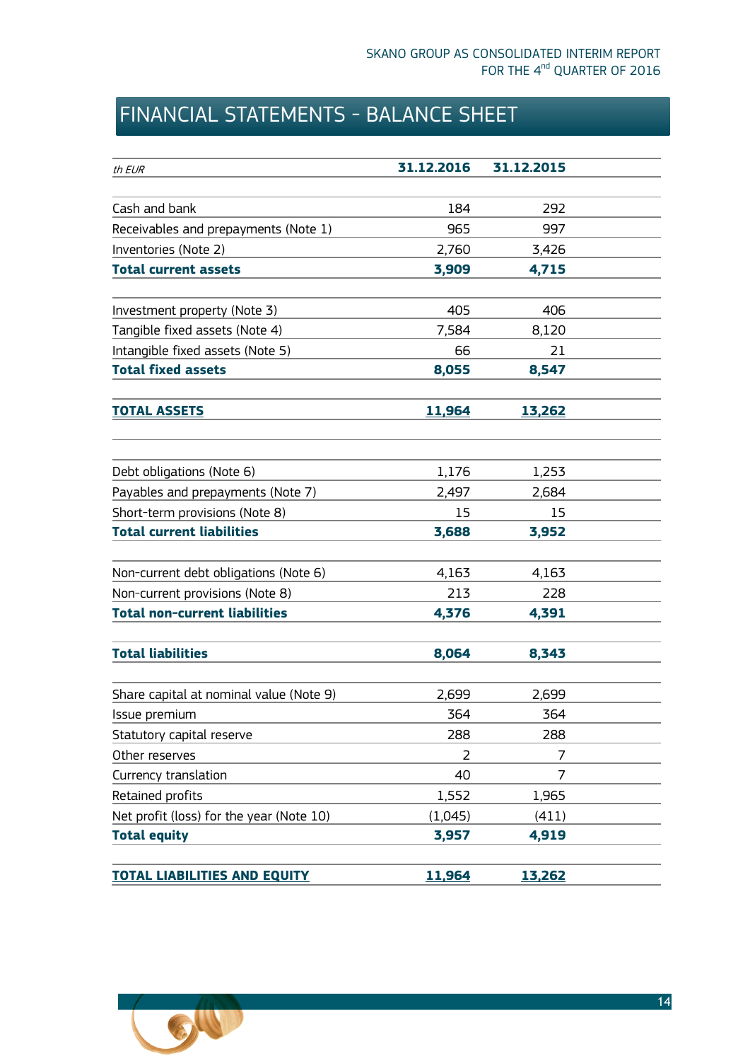# FINANCIAL STATEMENTS - BALANCE SHEET

| *th EUR* | **31.12.2016** | **31.12.2015** |
|---|---|---|
| Cash and bank | 184 | 292 |
| Receivables and prepayments (Note 1) | 965 | 997 |
| Inventories (Note 2) | 2,760 | 3,426 |
| **Total current assets** | **3,909** | **4,715** |
| Investment property (Note 3) | 405 | 406 |
| Tangible fixed assets (Note 4) | 7,584 | 8,120 |
| Intangible fixed assets (Note 5) | 66 | 21 |
| **Total fixed assets** | **8,055** | **8,547** |
| **TOTAL ASSETS** | **11,964** | **13,262** |
| Debt obligations (Note 6) | 1,176 | 1,253 |
| Payables and prepayments (Note 7) | 2,497 | 2,684 |
| Short-term provisions (Note 8) | 15 | 15 |
| **Total current liabilities** | **3,688** | **3,952** |
| Non-current debt obligations (Note 6) | 4,163 | 4,163 |
| Non-current provisions (Note 8) | 213 | 228 |
| **Total non-current liabilities** | **4,376** | **4,391** |
| **Total liabilities** | **8,064** | **8,343** |
| Share capital at nominal value (Note 9) | 2,699 | 2,699 |
| Issue premium | 364 | 364 |
| Statutory capital reserve | 288 | 288 |
| Other reserves | 2 | 7 |
| Currency translation | 40 | 7 |
| Retained profits | 1,552 | 1,965 |
| Net profit (loss) for the year (Note 10) | (1,045) | (411) |
| **Total equity** | **3,957** | **4,919** |
| **TOTAL LIABILITIES AND EQUITY** | **11,964** | **13,262** |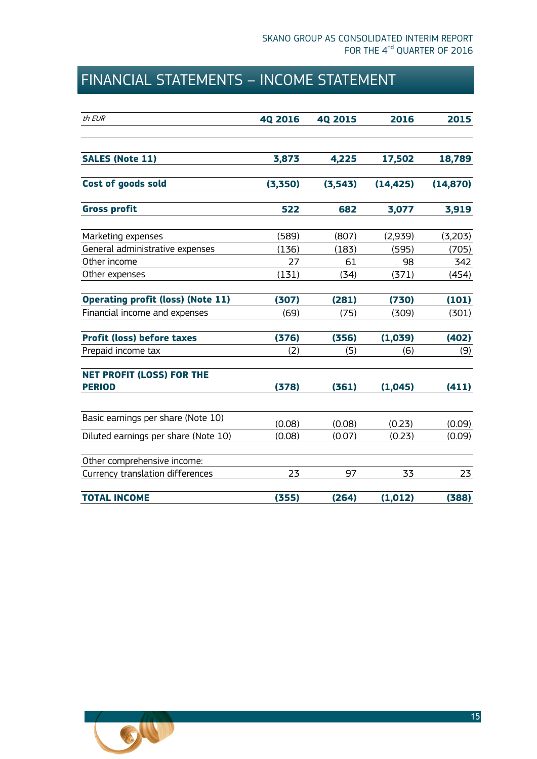# FINANCIAL STATEMENTS – INCOME STATEMENT

| *th EUR* | 4Q 2016 | 4Q 2015 | 2016 | 2015 |
|---|---|---|---|---|
| **SALES (Note 11)** | **3,873** | **4,225** | **17,502** | **18,789** |
| **Cost of goods sold** | **(3,350)** | **(3,543)** | **(14,425)** | **(14,870)** |
| **Gross profit** | **522** | **682** | **3,077** | **3,919** |
| Marketing expenses | (589) | (807) | (2,939) | (3,203) |
| General administrative expenses | (136) | (183) | (595) | (705) |
| Other income | 27 | 61 | 98 | 342 |
| Other expenses | (131) | (34) | (371) | (454) |
| **Operating profit (loss) (Note 11)** | **(307)** | **(281)** | **(730)** | **(101)** |
| Financial income and expenses | (69) | (75) | (309) | (301) |
| **Profit (loss) before taxes** | **(376)** | **(356)** | **(1,039)** | **(402)** |
| Prepaid income tax | (2) | (5) | (6) | (9) |
| **NET PROFIT (LOSS) FOR THE PERIOD** | **(378)** | **(361)** | **(1,045)** | **(411)** |
| Basic earnings per share (Note 10) | (0.08) | (0.08) | (0.23) | (0.09) |
| Diluted earnings per share (Note 10) | (0.08) | (0.07) | (0.23) | (0.09) |
| Other comprehensive income: | | | | |
| Currency translation differences | 23 | 97 | 33 | 23 |
| **TOTAL INCOME** | **(355)** | **(264)** | **(1,012)** | **(388)** |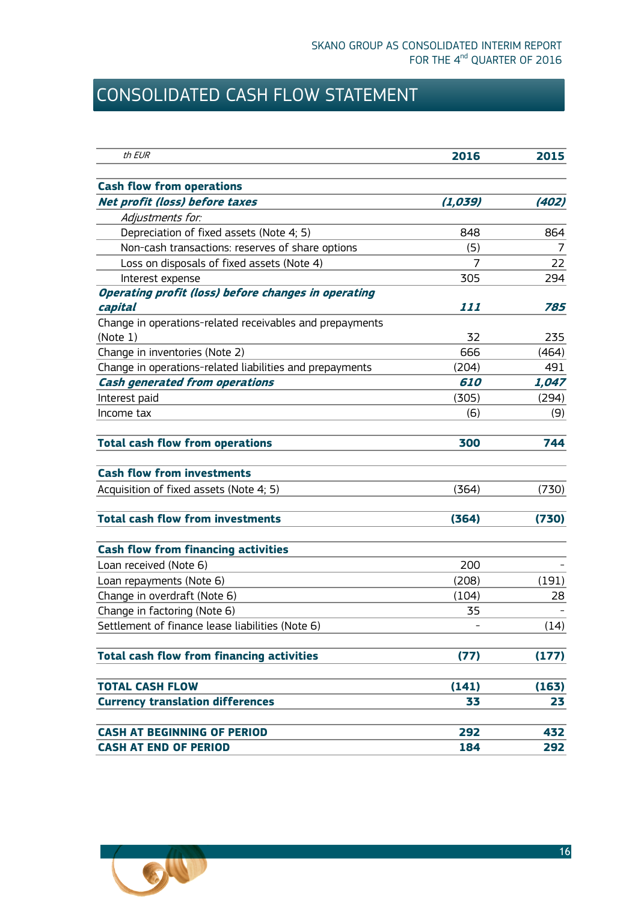# CONSOLIDATED CASH FLOW STATEMENT

| *th EUR* | **2016** | **2015** |
|---|---|---|
| **Cash flow from operations** | | |
| ***Net profit (loss) before taxes*** | ***(1,039)*** | ***(402)*** |
| *Adjustments for:* | | |
| Depreciation of fixed assets (Note 4; 5) | 848 | 864 |
| Non-cash transactions: reserves of share options | (5) | 7 |
| Loss on disposals of fixed assets (Note 4) | 7 | 22 |
| Interest expense | 305 | 294 |
| ***Operating profit (loss) before changes in operating capital*** | ***111*** | ***785*** |
| Change in operations-related receivables and prepayments (Note 1) | 32 | 235 |
| Change in inventories (Note 2) | 666 | (464) |
| Change in operations-related liabilities and prepayments | (204) | 491 |
| ***Cash generated from operations*** | ***610*** | ***1,047*** |
| Interest paid | (305) | (294) |
| Income tax | (6) | (9) |
| **Total cash flow from operations** | **300** | **744** |
| **Cash flow from investments** | | |
| Acquisition of fixed assets (Note 4; 5) | (364) | (730) |
| **Total cash flow from investments** | **(364)** | **(730)** |
| **Cash flow from financing activities** | | |
| Loan received (Note 6) | 200 | - |
| Loan repayments (Note 6) | (208) | (191) |
| Change in overdraft (Note 6) | (104) | 28 |
| Change in factoring (Note 6) | 35 | - |
| Settlement of finance lease liabilities (Note 6) | - | (14) |
| **Total cash flow from financing activities** | **(77)** | **(177)** |
| **TOTAL CASH FLOW** | **(141)** | **(163)** |
| **Currency translation differences** | **33** | **23** |
| **CASH AT BEGINNING OF PERIOD** | **292** | **432** |
| **CASH AT END OF PERIOD** | **184** | **292** |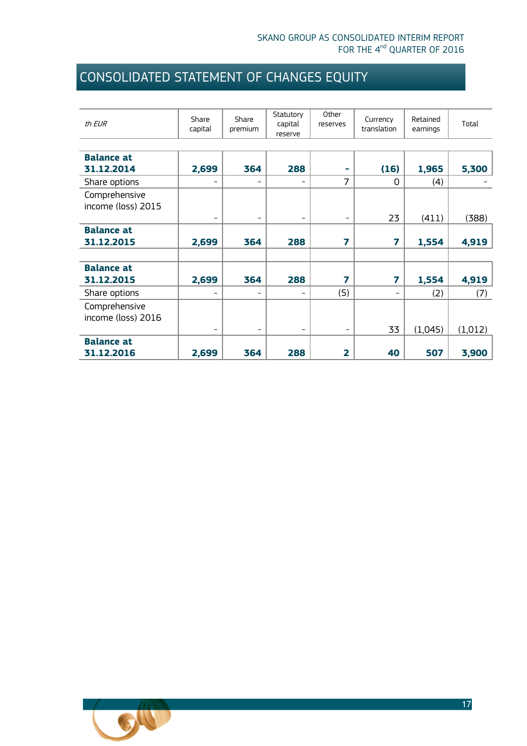# CONSOLIDATED STATEMENT OF CHANGES EQUITY

| *th EUR* | Share capital | Share premium | Statutory capital reserve | Other reserves | Currency translation | Retained earnings | Total |
|---|---|---|---|---|---|---|---|
| **Balance at 31.12.2014** | **2,699** | **364** | **288** | **-** | **(16)** | **1,965** | **5,300** |
| Share options | - | - | - | 7 | 0 | (4) | - |
| Comprehensive income (loss) 2015 | - | - | - | - | 23 | (411) | (388) |
| **Balance at 31.12.2015** | **2,699** | **364** | **288** | **7** | **7** | **1,554** | **4,919** |
| | | | | | | | |
| **Balance at 31.12.2015** | **2,699** | **364** | **288** | **7** | **7** | **1,554** | **4,919** |
| Share options | - | - | - | (5) | - | (2) | (7) |
| Comprehensive income (loss) 2016 | - | - | - | - | 33 | (1,045) | (1,012) |
| **Balance at 31.12.2016** | **2,699** | **364** | **288** | **2** | **40** | **507** | **3,900** |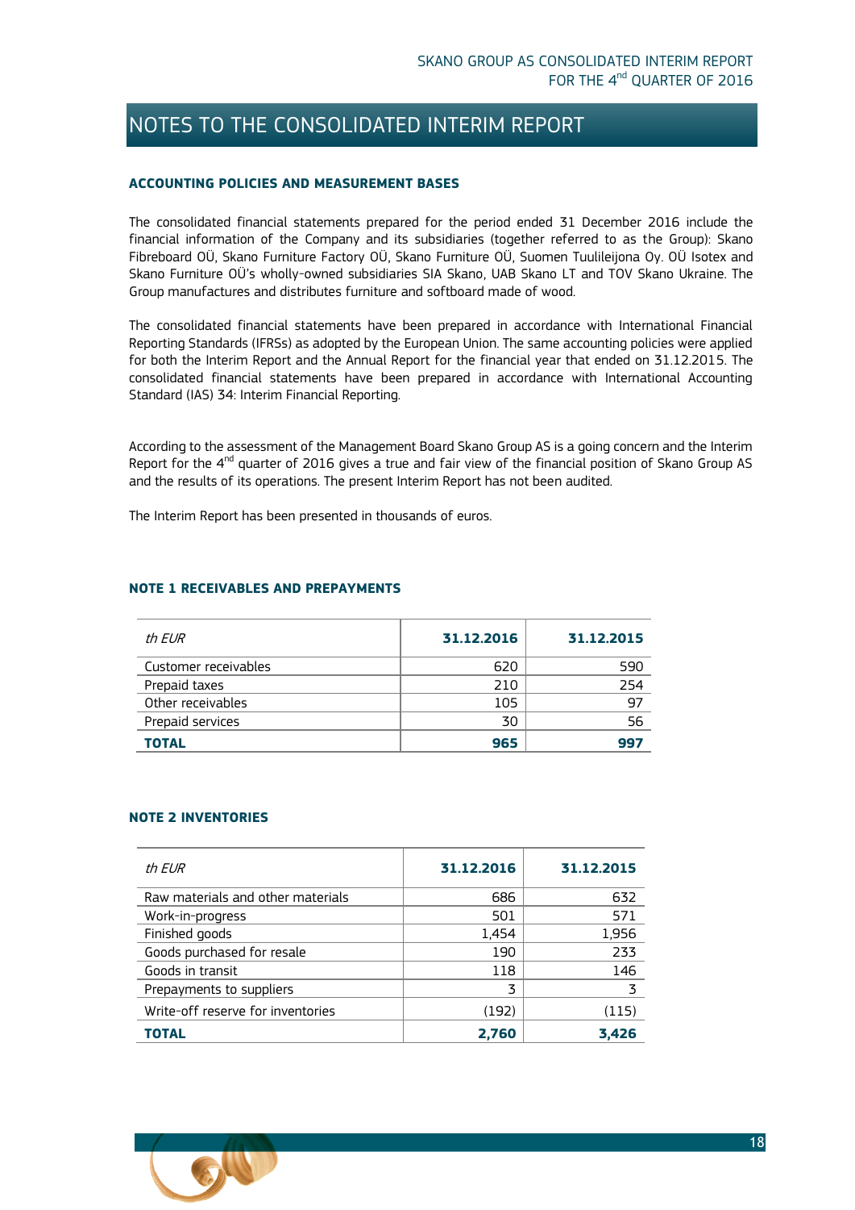# NOTES TO THE CONSOLIDATED INTERIM REPORT

### ACCOUNTING POLICIES AND MEASUREMENT BASES

The consolidated financial statements prepared for the period ended 31 December 2016 include the financial information of the Company and its subsidiaries (together referred to as the Group): Skano Fibreboard OÜ, Skano Furniture Factory OÜ, Skano Furniture OÜ, Suomen Tuulileijona Oy. OÜ Isotex and Skano Furniture OÜ's wholly-owned subsidiaries SIA Skano, UAB Skano LT and TOV Skano Ukraine. The Group manufactures and distributes furniture and softboard made of wood.

The consolidated financial statements have been prepared in accordance with International Financial Reporting Standards (IFRSs) as adopted by the European Union. The same accounting policies were applied for both the Interim Report and the Annual Report for the financial year that ended on 31.12.2015. The consolidated financial statements have been prepared in accordance with International Accounting Standard (IAS) 34: Interim Financial Reporting.

According to the assessment of the Management Board Skano Group AS is a going concern and the Interim Report for the 4nd quarter of 2016 gives a true and fair view of the financial position of Skano Group AS and the results of its operations. The present Interim Report has not been audited.

The Interim Report has been presented in thousands of euros.

### NOTE 1 RECEIVABLES AND PREPAYMENTS

| *th EUR* | **31.12.2016** | **31.12.2015** |
|---|---|---|
| Customer receivables | 620 | 590 |
| Prepaid taxes | 210 | 254 |
| Other receivables | 105 | 97 |
| Prepaid services | 30 | 56 |
| **TOTAL** | **965** | **997** |

### NOTE 2 INVENTORIES

| *th EUR* | **31.12.2016** | **31.12.2015** |
|---|---|---|
| Raw materials and other materials | 686 | 632 |
| Work-in-progress | 501 | 571 |
| Finished goods | 1,454 | 1,956 |
| Goods purchased for resale | 190 | 233 |
| Goods in transit | 118 | 146 |
| Prepayments to suppliers | 3 | 3 |
| Write-off reserve for inventories | (192) | (115) |
| **TOTAL** | **2,760** | **3,426** |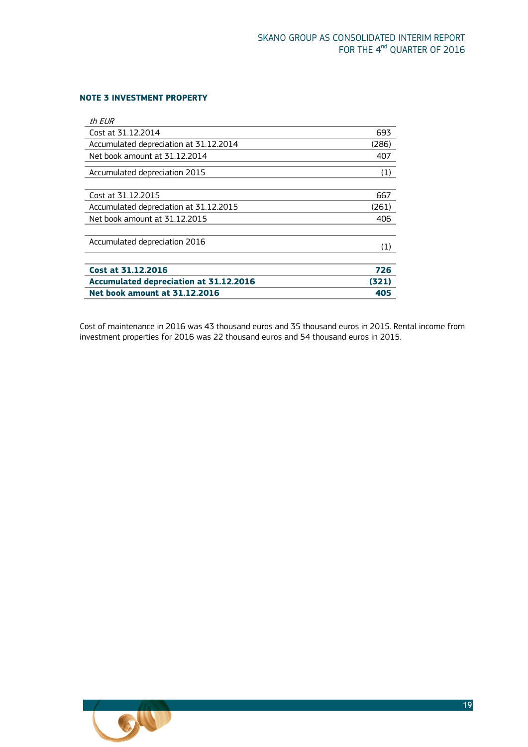**NOTE 3 INVESTMENT PROPERTY**

| *th EUR* | |
|---|---|
| Cost at 31.12.2014 | 693 |
| Accumulated depreciation at 31.12.2014 | (286) |
| Net book amount at 31.12.2014 | 407 |
| Accumulated depreciation 2015 | (1) |
| Cost at 31.12.2015 | 667 |
| Accumulated depreciation at 31.12.2015 | (261) |
| Net book amount at 31.12.2015 | 406 |
| Accumulated depreciation 2016 | (1) |
| **Cost at 31.12.2016** | **726** |
| **Accumulated depreciation at 31.12.2016** | **(321)** |
| **Net book amount at 31.12.2016** | **405** |

Cost of maintenance in 2016 was 43 thousand euros and 35 thousand euros in 2015. Rental income from investment properties for 2016 was 22 thousand euros and 54 thousand euros in 2015.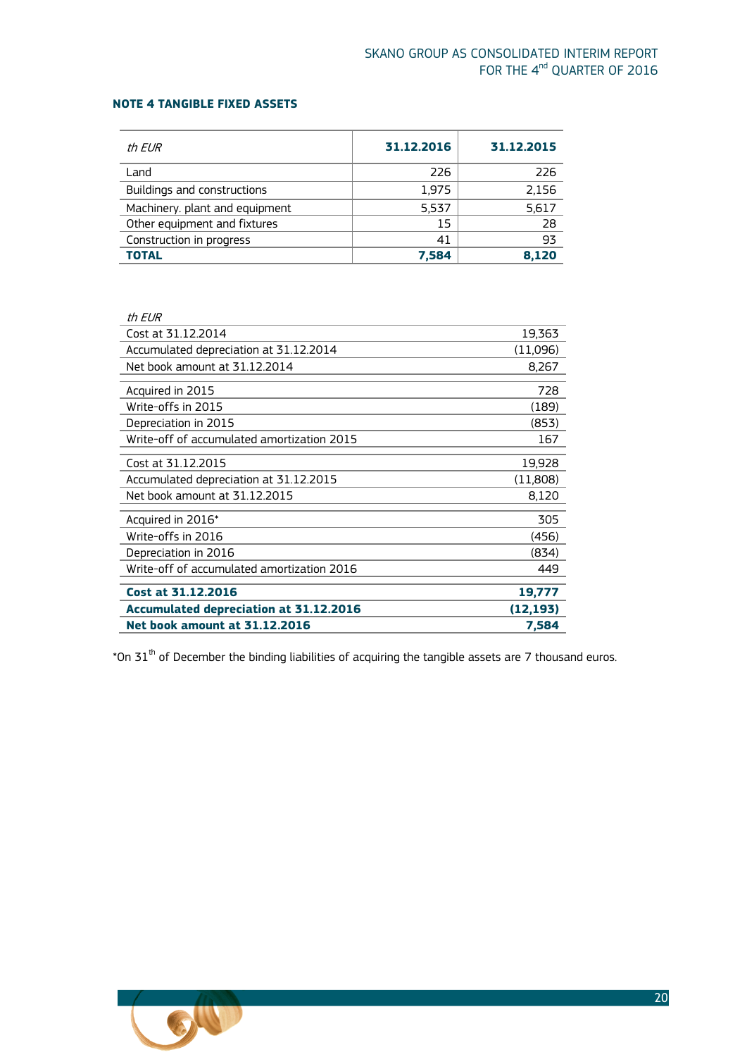**NOTE 4 TANGIBLE FIXED ASSETS**

| *th EUR* | **31.12.2016** | **31.12.2015** |
|---|---:|---:|
| Land | 226 | 226 |
| Buildings and constructions | 1,975 | 2,156 |
| Machinery. plant and equipment | 5,537 | 5,617 |
| Other equipment and fixtures | 15 | 28 |
| Construction in progress | 41 | 93 |
| **TOTAL** | **7,584** | **8,120** |

| *th EUR* | |
|---|---:|
| Cost at 31.12.2014 | 19,363 |
| Accumulated depreciation at 31.12.2014 | (11,096) |
| Net book amount at 31.12.2014 | 8,267 |
| Acquired in 2015 | 728 |
| Write-offs in 2015 | (189) |
| Depreciation in 2015 | (853) |
| Write-off of accumulated amortization 2015 | 167 |
| Cost at 31.12.2015 | 19,928 |
| Accumulated depreciation at 31.12.2015 | (11,808) |
| Net book amount at 31.12.2015 | 8,120 |
| Acquired in 2016* | 305 |
| Write-offs in 2016 | (456) |
| Depreciation in 2016 | (834) |
| Write-off of accumulated amortization 2016 | 449 |
| **Cost at 31.12.2016** | **19,777** |
| **Accumulated depreciation at 31.12.2016** | **(12,193)** |
| **Net book amount at 31.12.2016** | **7,584** |

*On 31[th] of December the binding liabilities of acquiring the tangible assets are 7 thousand euros.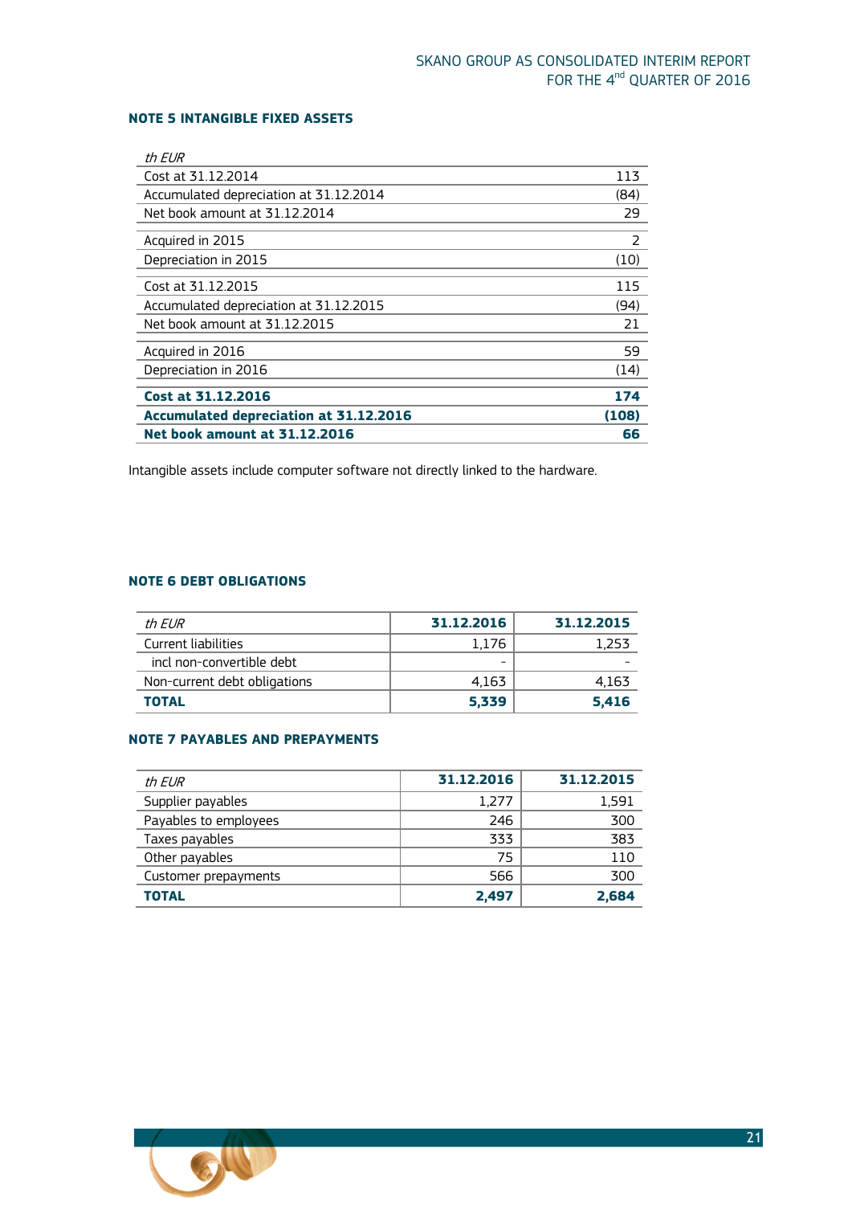### NOTE 5 INTANGIBLE FIXED ASSETS

| *th EUR* | |
|---|---|
| Cost at 31.12.2014 | 113 |
| Accumulated depreciation at 31.12.2014 | (84) |
| Net book amount at 31.12.2014 | 29 |
| Acquired in 2015 | 2 |
| Depreciation in 2015 | (10) |
| Cost at 31.12.2015 | 115 |
| Accumulated depreciation at 31.12.2015 | (94) |
| Net book amount at 31.12.2015 | 21 |
| Acquired in 2016 | 59 |
| Depreciation in 2016 | (14) |
| **Cost at 31.12.2016** | **174** |
| **Accumulated depreciation at 31.12.2016** | **(108)** |
| **Net book amount at 31.12.2016** | **66** |

Intangible assets include computer software not directly linked to the hardware.

### NOTE 6 DEBT OBLIGATIONS

| *th EUR* | 31.12.2016 | 31.12.2015 |
|---|---|---|
| Current liabilities | 1,176 | 1,253 |
| incl non-convertible debt | - | - |
| Non-current debt obligations | 4,163 | 4,163 |
| **TOTAL** | **5,339** | **5,416** |

### NOTE 7 PAYABLES AND PREPAYMENTS

| *th EUR* | 31.12.2016 | 31.12.2015 |
|---|---|---|
| Supplier payables | 1,277 | 1,591 |
| Payables to employees | 246 | 300 |
| Taxes payables | 333 | 383 |
| Other payables | 75 | 110 |
| Customer prepayments | 566 | 300 |
| **TOTAL** | **2,497** | **2,684** |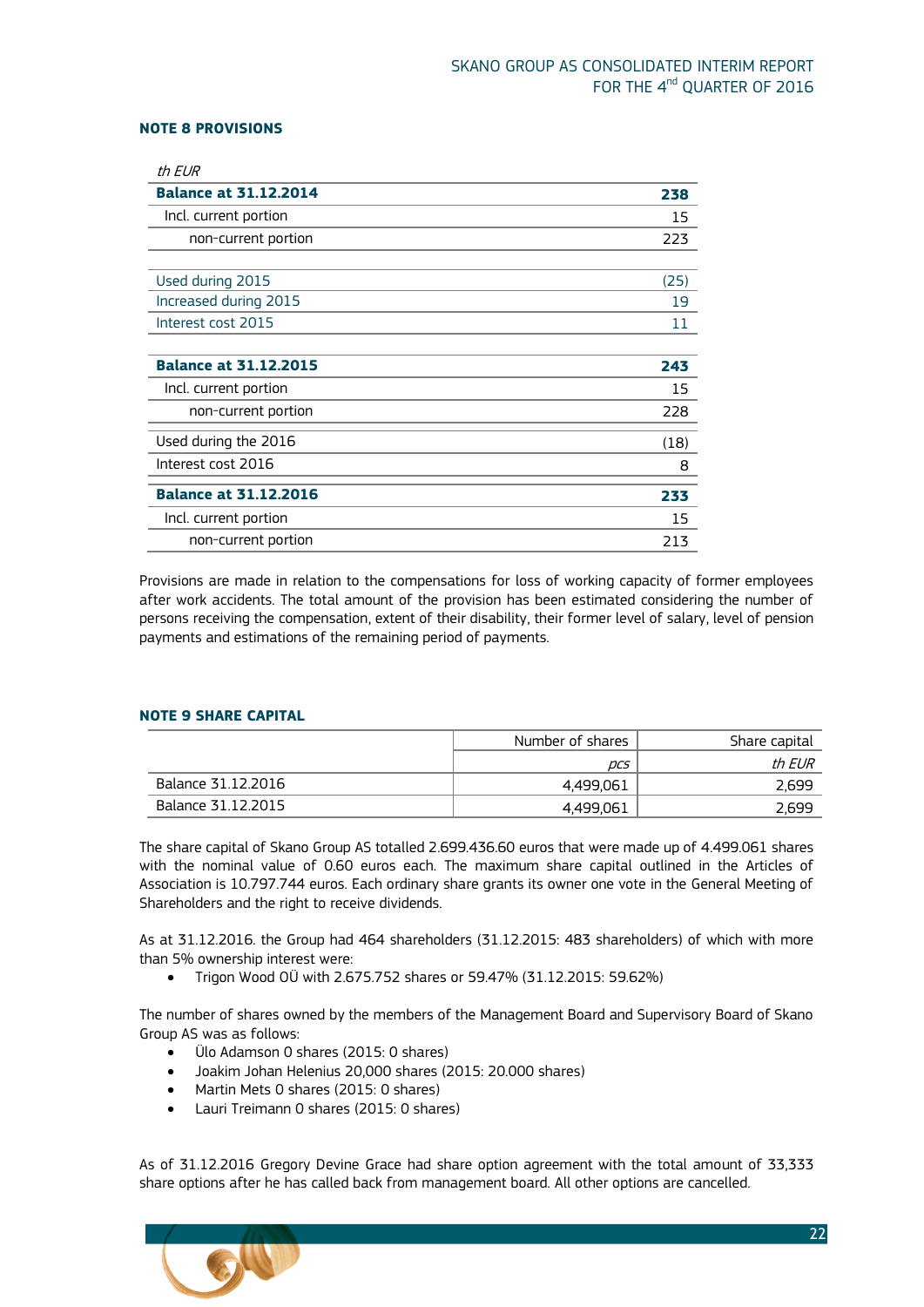### NOTE 8 PROVISIONS

| *th EUR* | |
|---|---|
| **Balance at 31.12.2014** | **238** |
| Incl. current portion | 15 |
| non-current portion | 223 |
| | |
| Used during 2015 | (25) |
| Increased during 2015 | 19 |
| Interest cost 2015 | 11 |
| | |
| **Balance at 31.12.2015** | **243** |
| Incl. current portion | 15 |
| non-current portion | 228 |
| Used during the 2016 | (18) |
| Interest cost 2016 | 8 |
| **Balance at 31.12.2016** | **233** |
| Incl. current portion | 15 |
| non-current portion | 213 |

Provisions are made in relation to the compensations for loss of working capacity of former employees after work accidents. The total amount of the provision has been estimated considering the number of persons receiving the compensation, extent of their disability, their former level of salary, level of pension payments and estimations of the remaining period of payments.

### NOTE 9 SHARE CAPITAL

| | Number of shares | Share capital |
|---|---|---|
| | *pcs* | *th EUR* |
| Balance 31.12.2016 | 4,499,061 | 2,699 |
| Balance 31.12.2015 | 4,499,061 | 2,699 |

The share capital of Skano Group AS totalled 2.699.436.60 euros that were made up of 4.499.061 shares with the nominal value of 0.60 euros each. The maximum share capital outlined in the Articles of Association is 10.797.744 euros. Each ordinary share grants its owner one vote in the General Meeting of Shareholders and the right to receive dividends.

As at 31.12.2016. the Group had 464 shareholders (31.12.2015: 483 shareholders) of which with more than 5% ownership interest were:

- Trigon Wood OÜ with 2.675.752 shares or 59.47% (31.12.2015: 59.62%)

The number of shares owned by the members of the Management Board and Supervisory Board of Skano Group AS was as follows:

- Ülo Adamson 0 shares (2015: 0 shares)
- Joakim Johan Helenius 20,000 shares (2015: 20.000 shares)
- Martin Mets 0 shares (2015: 0 shares)
- Lauri Treimann 0 shares (2015: 0 shares)

As of 31.12.2016 Gregory Devine Grace had share option agreement with the total amount of 33,333 share options after he has called back from management board. All other options are cancelled.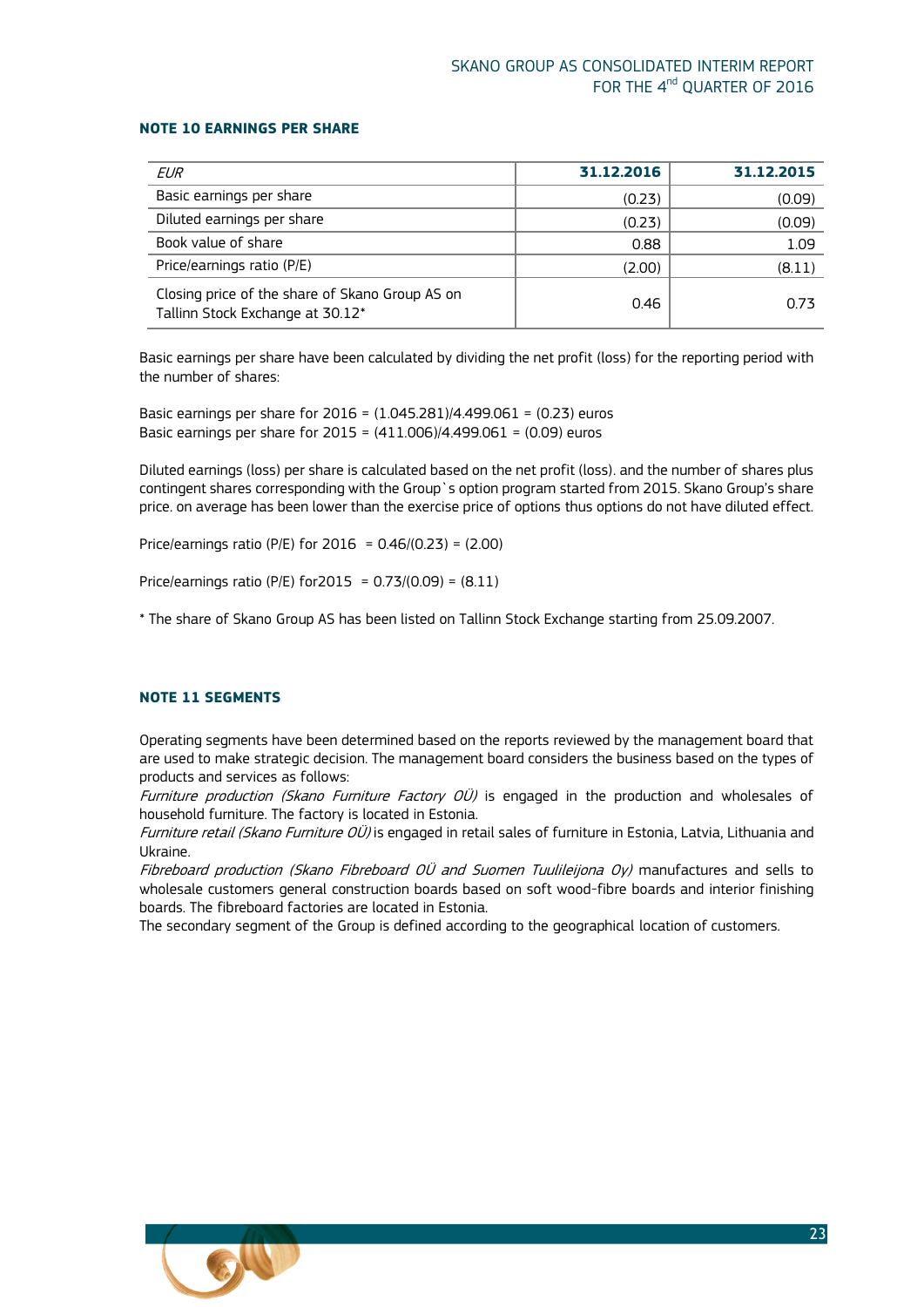### NOTE 10 EARNINGS PER SHARE

| *EUR* | **31.12.2016** | **31.12.2015** |
|---|---|---|
| Basic earnings per share | (0.23) | (0.09) |
| Diluted earnings per share | (0.23) | (0.09) |
| Book value of share | 0.88 | 1.09 |
| Price/earnings ratio (P/E) | (2.00) | (8.11) |
| Closing price of the share of Skano Group AS on Tallinn Stock Exchange at 30.12* | 0.46 | 0.73 |

Basic earnings per share have been calculated by dividing the net profit (loss) for the reporting period with the number of shares:

Basic earnings per share for 2016 = (1.045.281)/4.499.061 = (0.23) euros
Basic earnings per share for 2015 = (411.006)/4.499.061 = (0.09) euros

Diluted earnings (loss) per share is calculated based on the net profit (loss). and the number of shares plus contingent shares corresponding with the Group`s option program started from 2015. Skano Group's share price. on average has been lower than the exercise price of options thus options do not have diluted effect.

Price/earnings ratio (P/E) for 2016 = 0.46/(0.23) = (2.00)

Price/earnings ratio (P/E) for2015 = 0.73/(0.09) = (8.11)

* The share of Skano Group AS has been listed on Tallinn Stock Exchange starting from 25.09.2007.

### NOTE 11 SEGMENTS

Operating segments have been determined based on the reports reviewed by the management board that are used to make strategic decision. The management board considers the business based on the types of products and services as follows:
*Furniture production (Skano Furniture Factory OÜ)* is engaged in the production and wholesales of household furniture. The factory is located in Estonia.
*Furniture retail (Skano Furniture OÜ)* is engaged in retail sales of furniture in Estonia, Latvia, Lithuania and Ukraine.
*Fibreboard production (Skano Fibreboard OÜ and Suomen Tuulileijona Oy)* manufactures and sells to wholesale customers general construction boards based on soft wood-fibre boards and interior finishing boards. The fibreboard factories are located in Estonia.
The secondary segment of the Group is defined according to the geographical location of customers.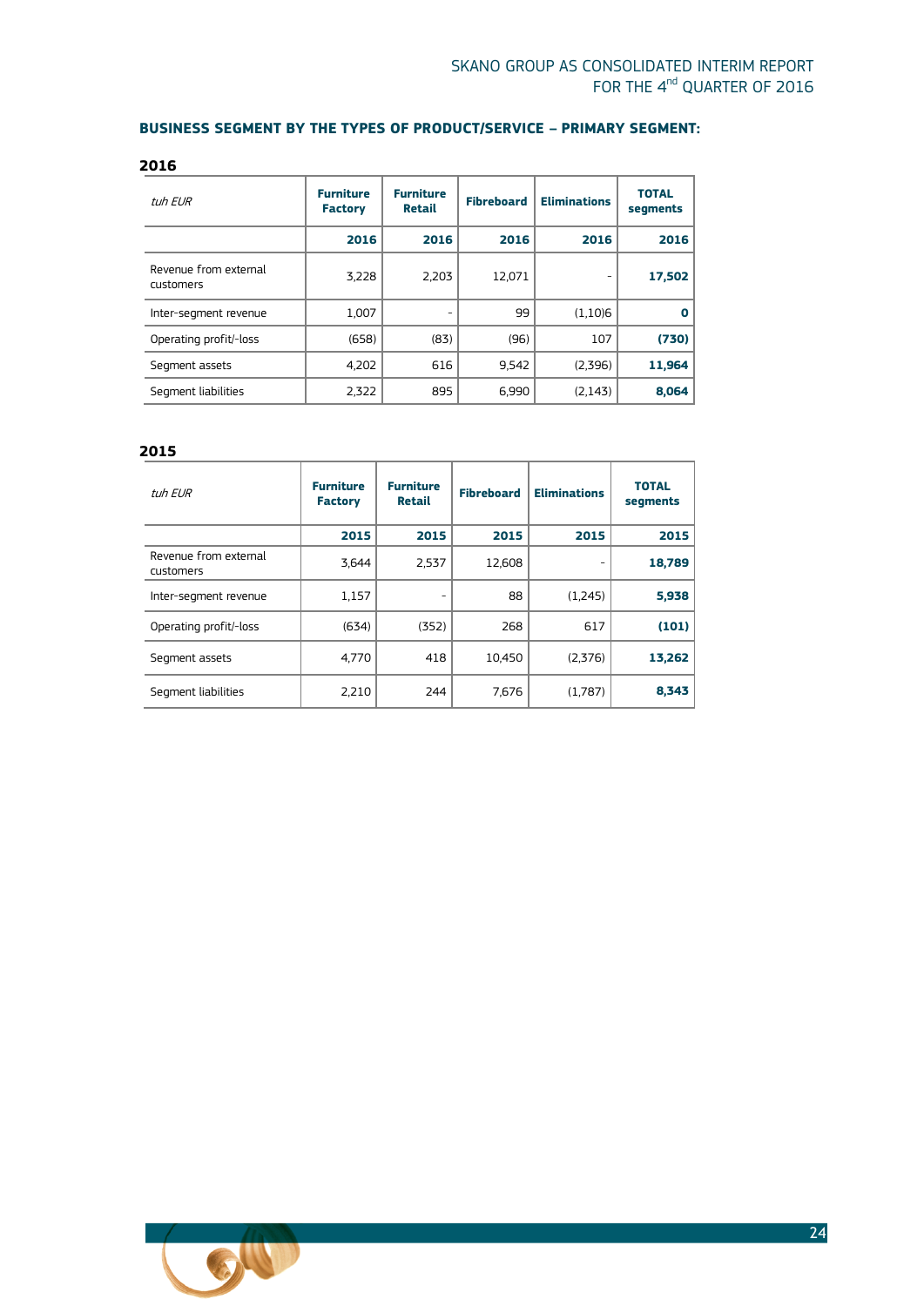### BUSINESS SEGMENT BY THE TYPES OF PRODUCT/SERVICE – PRIMARY SEGMENT:

**2016**

| *tuh EUR* | **Furniture Factory** | **Furniture Retail** | **Fibreboard** | **Eliminations** | **TOTAL segments** |
|---|---|---|---|---|---|
| | **2016** | **2016** | **2016** | **2016** | **2016** |
| Revenue from external customers | 3,228 | 2,203 | 12,071 | - | **17,502** |
| Inter-segment revenue | 1,007 | - | 99 | (1,10)6 | **0** |
| Operating profit/-loss | (658) | (83) | (96) | 107 | **(730)** |
| Segment assets | 4,202 | 616 | 9,542 | (2,396) | **11,964** |
| Segment liabilities | 2,322 | 895 | 6,990 | (2,143) | **8,064** |

**2015**

| *tuh EUR* | **Furniture Factory** | **Furniture Retail** | **Fibreboard** | **Eliminations** | **TOTAL segments** |
|---|---|---|---|---|---|
| | **2015** | **2015** | **2015** | **2015** | **2015** |
| Revenue from external customers | 3,644 | 2,537 | 12,608 | - | **18,789** |
| Inter-segment revenue | 1,157 | - | 88 | (1,245) | **5,938** |
| Operating profit/-loss | (634) | (352) | 268 | 617 | **(101)** |
| Segment assets | 4,770 | 418 | 10,450 | (2,376) | **13,262** |
| Segment liabilities | 2,210 | 244 | 7,676 | (1,787) | **8,343** |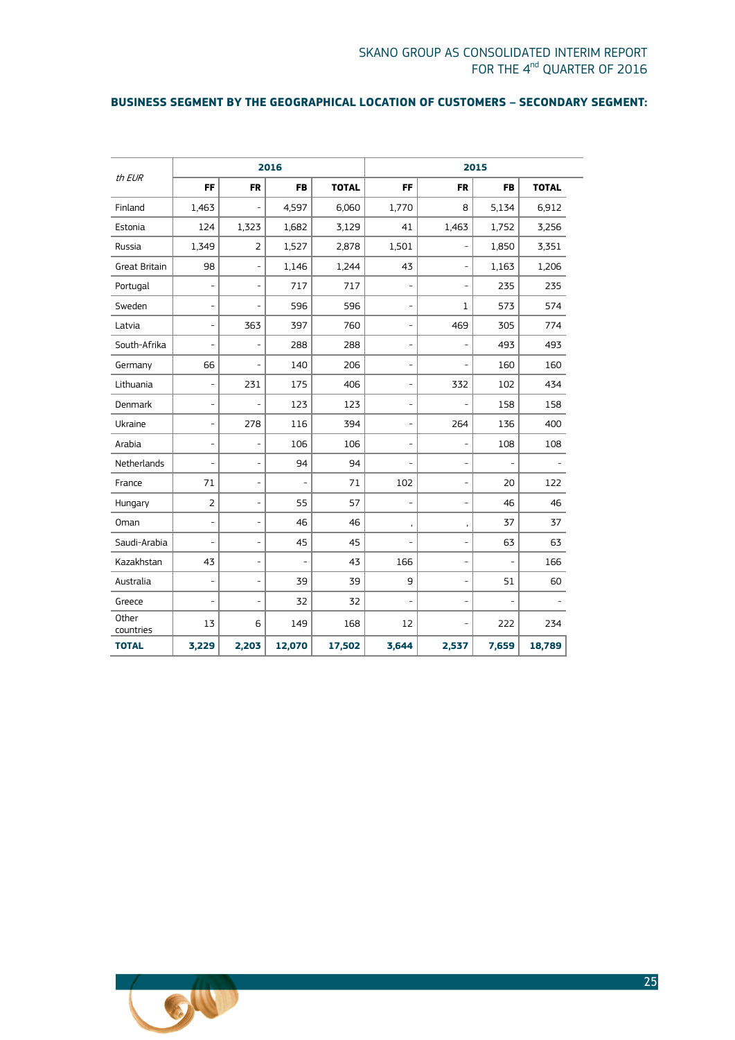**BUSINESS SEGMENT BY THE GEOGRAPHICAL LOCATION OF CUSTOMERS – SECONDARY SEGMENT:**

| *th EUR* | 2016 | | | | 2015 | | | |
|---|---|---|---|---|---|---|---|---|
| | **FF** | **FR** | **FB** | **TOTAL** | **FF** | **FR** | **FB** | **TOTAL** |
| Finland | 1,463 | - | 4,597 | 6,060 | 1,770 | 8 | 5,134 | 6,912 |
| Estonia | 124 | 1,323 | 1,682 | 3,129 | 41 | 1,463 | 1,752 | 3,256 |
| Russia | 1,349 | 2 | 1,527 | 2,878 | 1,501 | - | 1,850 | 3,351 |
| Great Britain | 98 | - | 1,146 | 1,244 | 43 | - | 1,163 | 1,206 |
| Portugal | - | - | 717 | 717 | - | - | 235 | 235 |
| Sweden | - | - | 596 | 596 | - | 1 | 573 | 574 |
| Latvia | - | 363 | 397 | 760 | - | 469 | 305 | 774 |
| South-Afrika | - | - | 288 | 288 | - | - | 493 | 493 |
| Germany | 66 | - | 140 | 206 | - | - | 160 | 160 |
| Lithuania | - | 231 | 175 | 406 | - | 332 | 102 | 434 |
| Denmark | - | - | 123 | 123 | - | - | 158 | 158 |
| Ukraine | - | 278 | 116 | 394 | - | 264 | 136 | 400 |
| Arabia | - | - | 106 | 106 | - | - | 108 | 108 |
| Netherlands | - | - | 94 | 94 | - | - | - | - |
| France | 71 | - | - | 71 | 102 | - | 20 | 122 |
| Hungary | 2 | - | 55 | 57 | - | - | 46 | 46 |
| Oman | - | - | 46 | 46 | , | , | 37 | 37 |
| Saudi-Arabia | - | - | 45 | 45 | - | - | 63 | 63 |
| Kazakhstan | 43 | - | - | 43 | 166 | - | - | 166 |
| Australia | - | - | 39 | 39 | 9 | - | 51 | 60 |
| Greece | - | - | 32 | 32 | - | - | - | - |
| Other countries | 13 | 6 | 149 | 168 | 12 | - | 222 | 234 |
| **TOTAL** | **3,229** | **2,203** | **12,070** | **17,502** | **3,644** | **2,537** | **7,659** | **18,789** |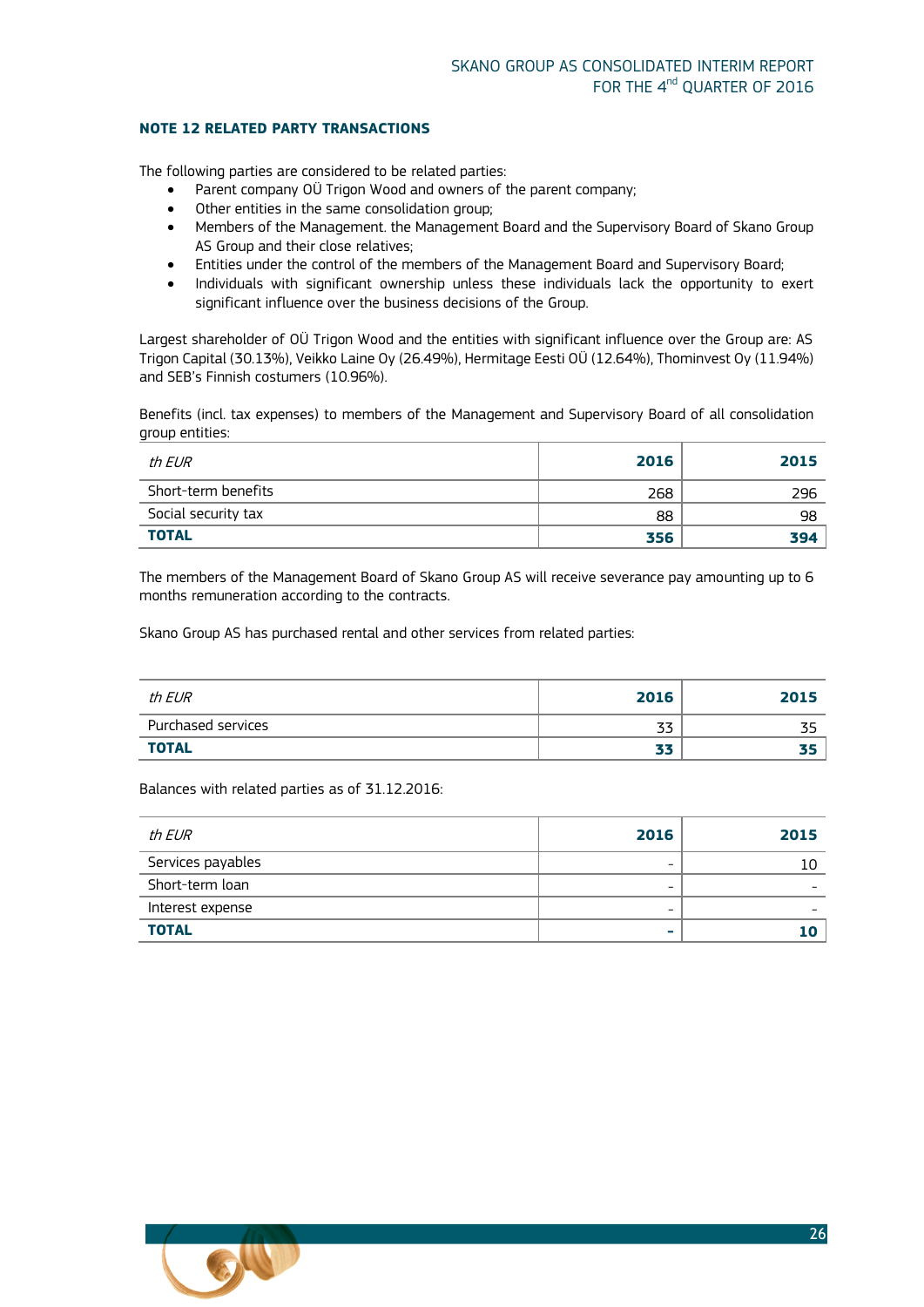### NOTE 12 RELATED PARTY TRANSACTIONS

The following parties are considered to be related parties:

- Parent company OÜ Trigon Wood and owners of the parent company;
- Other entities in the same consolidation group;
- Members of the Management. the Management Board and the Supervisory Board of Skano Group AS Group and their close relatives;
- Entities under the control of the members of the Management Board and Supervisory Board;
- Individuals with significant ownership unless these individuals lack the opportunity to exert significant influence over the business decisions of the Group.

Largest shareholder of OÜ Trigon Wood and the entities with significant influence over the Group are: AS Trigon Capital (30.13%), Veikko Laine Oy (26.49%), Hermitage Eesti OÜ (12.64%), Thominvest Oy (11.94%) and SEB's Finnish costumers (10.96%).

Benefits (incl. tax expenses) to members of the Management and Supervisory Board of all consolidation group entities:

| *th EUR* | **2016** | **2015** |
|---|---|---|
| Short-term benefits | 268 | 296 |
| Social security tax | 88 | 98 |
| **TOTAL** | **356** | **394** |

The members of the Management Board of Skano Group AS will receive severance pay amounting up to 6 months remuneration according to the contracts.

Skano Group AS has purchased rental and other services from related parties:

| *th EUR* | **2016** | **2015** |
|---|---|---|
| Purchased services | 33 | 35 |
| **TOTAL** | **33** | **35** |

Balances with related parties as of 31.12.2016:

| *th EUR* | **2016** | **2015** |
|---|---|---|
| Services payables | - | 10 |
| Short-term loan | - | - |
| Interest expense | - | - |
| **TOTAL** | **-** | **10** |